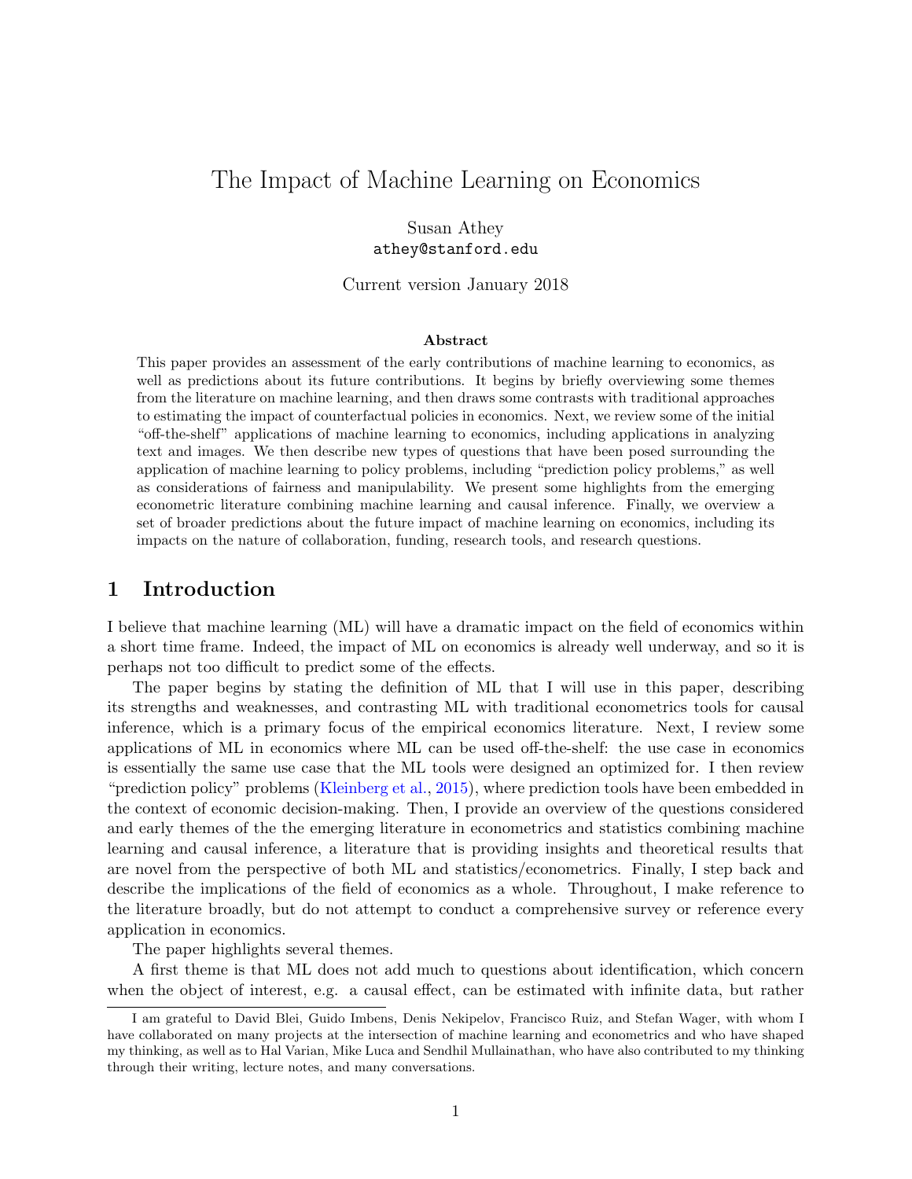# The Impact of Machine Learning on Economics

Susan Athey
athey@stanford.edu

Current version January 2018

**Abstract**

This paper provides an assessment of the early contributions of machine learning to economics, as well as predictions about its future contributions. It begins by briefly overviewing some themes from the literature on machine learning, and then draws some contrasts with traditional approaches to estimating the impact of counterfactual policies in economics. Next, we review some of the initial "off-the-shelf" applications of machine learning to economics, including applications in analyzing text and images. We then describe new types of questions that have been posed surrounding the application of machine learning to policy problems, including "prediction policy problems," as well as considerations of fairness and manipulability. We present some highlights from the emerging econometric literature combining machine learning and causal inference. Finally, we overview a set of broader predictions about the future impact of machine learning on economics, including its impacts on the nature of collaboration, funding, research tools, and research questions.

## 1 Introduction

I believe that machine learning (ML) will have a dramatic impact on the field of economics within a short time frame. Indeed, the impact of ML on economics is already well underway, and so it is perhaps not too difficult to predict some of the effects.

The paper begins by stating the definition of ML that I will use in this paper, describing its strengths and weaknesses, and contrasting ML with traditional econometrics tools for causal inference, which is a primary focus of the empirical economics literature. Next, I review some applications of ML in economics where ML can be used off-the-shelf: the use case in economics is essentially the same use case that the ML tools were designed an optimized for. I then review "prediction policy" problems (Kleinberg et al., 2015), where prediction tools have been embedded in the context of economic decision-making. Then, I provide an overview of the questions considered and early themes of the the emerging literature in econometrics and statistics combining machine learning and causal inference, a literature that is providing insights and theoretical results that are novel from the perspective of both ML and statistics/econometrics. Finally, I step back and describe the implications of the field of economics as a whole. Throughout, I make reference to the literature broadly, but do not attempt to conduct a comprehensive survey or reference every application in economics.

The paper highlights several themes.

A first theme is that ML does not add much to questions about identification, which concern when the object of interest, e.g. a causal effect, can be estimated with infinite data, but rather

I am grateful to David Blei, Guido Imbens, Denis Nekipelov, Francisco Ruiz, and Stefan Wager, with whom I have collaborated on many projects at the intersection of machine learning and econometrics and who have shaped my thinking, as well as to Hal Varian, Mike Luca and Sendhil Mullainathan, who have also contributed to my thinking through their writing, lecture notes, and many conversations.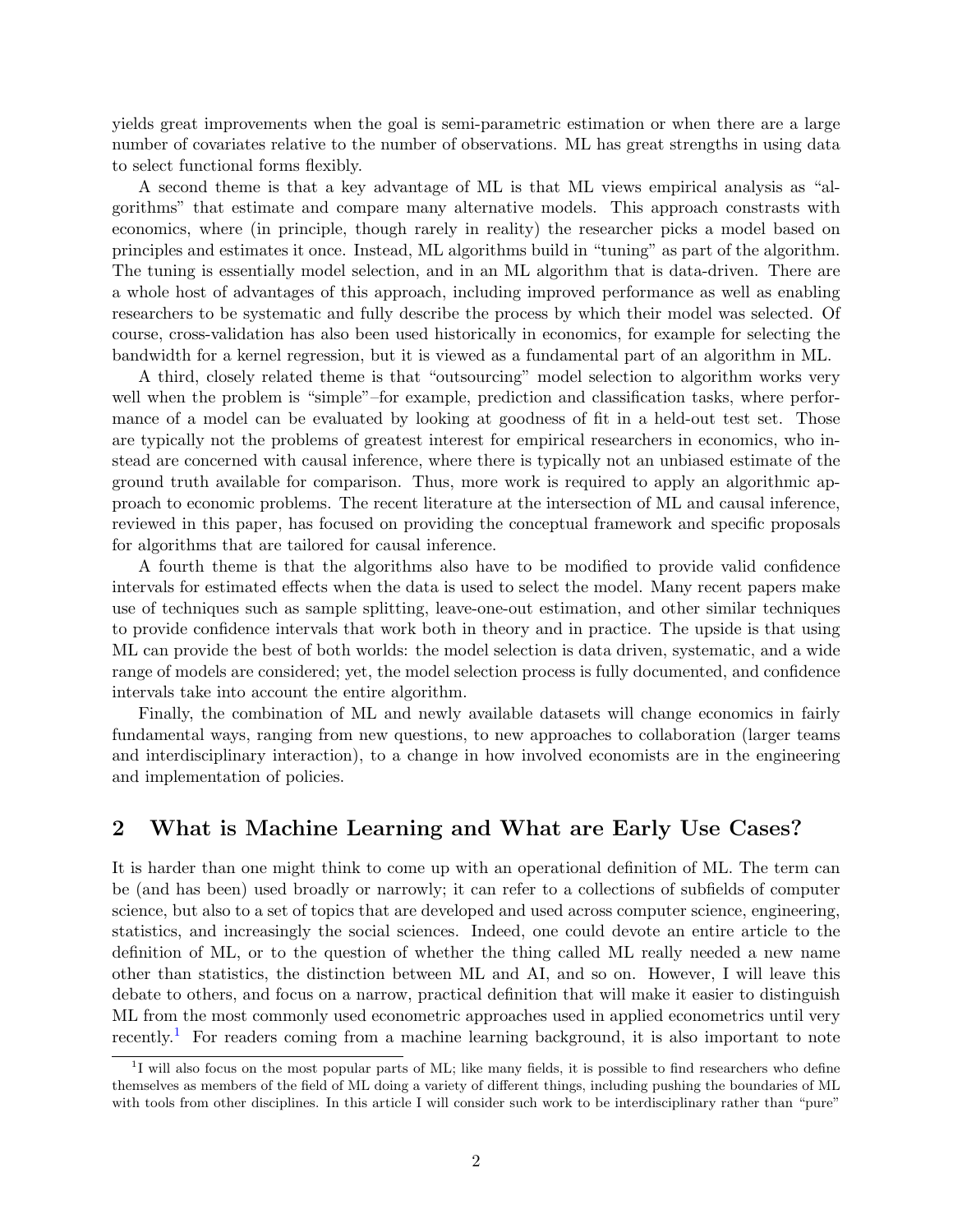yields great improvements when the goal is semi-parametric estimation or when there are a large number of covariates relative to the number of observations. ML has great strengths in using data to select functional forms flexibly.

A second theme is that a key advantage of ML is that ML views empirical analysis as "algorithms" that estimate and compare many alternative models. This approach constrasts with economics, where (in principle, though rarely in reality) the researcher picks a model based on principles and estimates it once. Instead, ML algorithms build in "tuning" as part of the algorithm. The tuning is essentially model selection, and in an ML algorithm that is data-driven. There are a whole host of advantages of this approach, including improved performance as well as enabling researchers to be systematic and fully describe the process by which their model was selected. Of course, cross-validation has also been used historically in economics, for example for selecting the bandwidth for a kernel regression, but it is viewed as a fundamental part of an algorithm in ML.

A third, closely related theme is that "outsourcing" model selection to algorithm works very well when the problem is "simple"–for example, prediction and classification tasks, where performance of a model can be evaluated by looking at goodness of fit in a held-out test set. Those are typically not the problems of greatest interest for empirical researchers in economics, who instead are concerned with causal inference, where there is typically not an unbiased estimate of the ground truth available for comparison. Thus, more work is required to apply an algorithmic approach to economic problems. The recent literature at the intersection of ML and causal inference, reviewed in this paper, has focused on providing the conceptual framework and specific proposals for algorithms that are tailored for causal inference.

A fourth theme is that the algorithms also have to be modified to provide valid confidence intervals for estimated effects when the data is used to select the model. Many recent papers make use of techniques such as sample splitting, leave-one-out estimation, and other similar techniques to provide confidence intervals that work both in theory and in practice. The upside is that using ML can provide the best of both worlds: the model selection is data driven, systematic, and a wide range of models are considered; yet, the model selection process is fully documented, and confidence intervals take into account the entire algorithm.

Finally, the combination of ML and newly available datasets will change economics in fairly fundamental ways, ranging from new questions, to new approaches to collaboration (larger teams and interdisciplinary interaction), to a change in how involved economists are in the engineering and implementation of policies.

## 2 What is Machine Learning and What are Early Use Cases?

It is harder than one might think to come up with an operational definition of ML. The term can be (and has been) used broadly or narrowly; it can refer to a collections of subfields of computer science, but also to a set of topics that are developed and used across computer science, engineering, statistics, and increasingly the social sciences. Indeed, one could devote an entire article to the definition of ML, or to the question of whether the thing called ML really needed a new name other than statistics, the distinction between ML and AI, and so on. However, I will leave this debate to others, and focus on a narrow, practical definition that will make it easier to distinguish ML from the most commonly used econometric approaches used in applied econometrics until very recently.[1] For readers coming from a machine learning background, it is also important to note

[1] I will also focus on the most popular parts of ML; like many fields, it is possible to find researchers who define themselves as members of the field of ML doing a variety of different things, including pushing the boundaries of ML with tools from other disciplines. In this article I will consider such work to be interdisciplinary rather than "pure"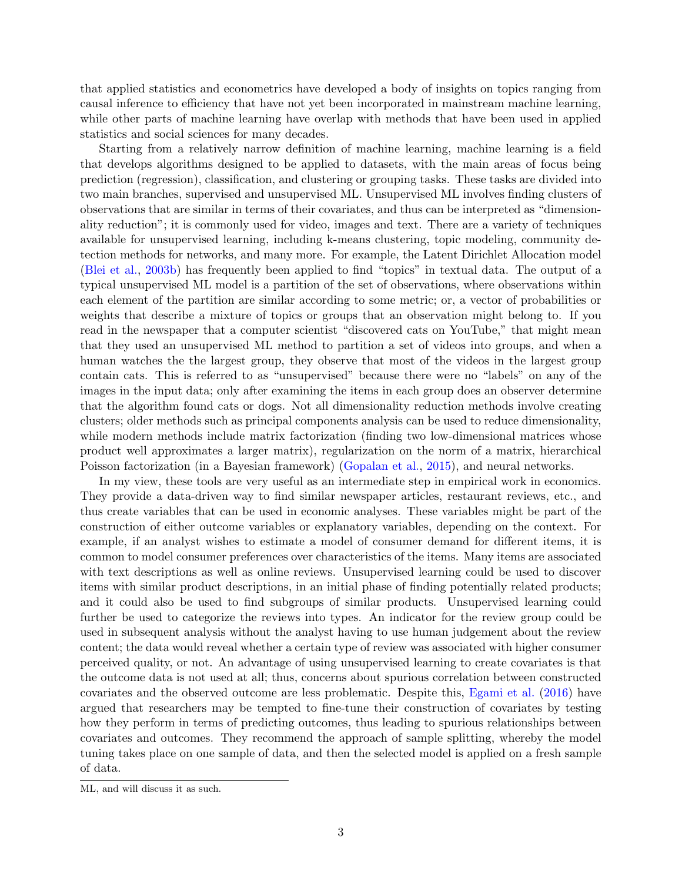that applied statistics and econometrics have developed a body of insights on topics ranging from causal inference to efficiency that have not yet been incorporated in mainstream machine learning, while other parts of machine learning have overlap with methods that have been used in applied statistics and social sciences for many decades.

Starting from a relatively narrow definition of machine learning, machine learning is a field that develops algorithms designed to be applied to datasets, with the main areas of focus being prediction (regression), classification, and clustering or grouping tasks. These tasks are divided into two main branches, supervised and unsupervised ML. Unsupervised ML involves finding clusters of observations that are similar in terms of their covariates, and thus can be interpreted as "dimensionality reduction"; it is commonly used for video, images and text. There are a variety of techniques available for unsupervised learning, including k-means clustering, topic modeling, community detection methods for networks, and many more. For example, the Latent Dirichlet Allocation model (Blei et al., 2003b) has frequently been applied to find "topics" in textual data. The output of a typical unsupervised ML model is a partition of the set of observations, where observations within each element of the partition are similar according to some metric; or, a vector of probabilities or weights that describe a mixture of topics or groups that an observation might belong to. If you read in the newspaper that a computer scientist "discovered cats on YouTube," that might mean that they used an unsupervised ML method to partition a set of videos into groups, and when a human watches the the largest group, they observe that most of the videos in the largest group contain cats. This is referred to as "unsupervised" because there were no "labels" on any of the images in the input data; only after examining the items in each group does an observer determine that the algorithm found cats or dogs. Not all dimensionality reduction methods involve creating clusters; older methods such as principal components analysis can be used to reduce dimensionality, while modern methods include matrix factorization (finding two low-dimensional matrices whose product well approximates a larger matrix), regularization on the norm of a matrix, hierarchical Poisson factorization (in a Bayesian framework) (Gopalan et al., 2015), and neural networks.

In my view, these tools are very useful as an intermediate step in empirical work in economics. They provide a data-driven way to find similar newspaper articles, restaurant reviews, etc., and thus create variables that can be used in economic analyses. These variables might be part of the construction of either outcome variables or explanatory variables, depending on the context. For example, if an analyst wishes to estimate a model of consumer demand for different items, it is common to model consumer preferences over characteristics of the items. Many items are associated with text descriptions as well as online reviews. Unsupervised learning could be used to discover items with similar product descriptions, in an initial phase of finding potentially related products; and it could also be used to find subgroups of similar products. Unsupervised learning could further be used to categorize the reviews into types. An indicator for the review group could be used in subsequent analysis without the analyst having to use human judgement about the review content; the data would reveal whether a certain type of review was associated with higher consumer perceived quality, or not. An advantage of using unsupervised learning to create covariates is that the outcome data is not used at all; thus, concerns about spurious correlation between constructed covariates and the observed outcome are less problematic. Despite this, Egami et al. (2016) have argued that researchers may be tempted to fine-tune their construction of covariates by testing how they perform in terms of predicting outcomes, thus leading to spurious relationships between covariates and outcomes. They recommend the approach of sample splitting, whereby the model tuning takes place on one sample of data, and then the selected model is applied on a fresh sample of data.

---

ML, and will discuss it as such.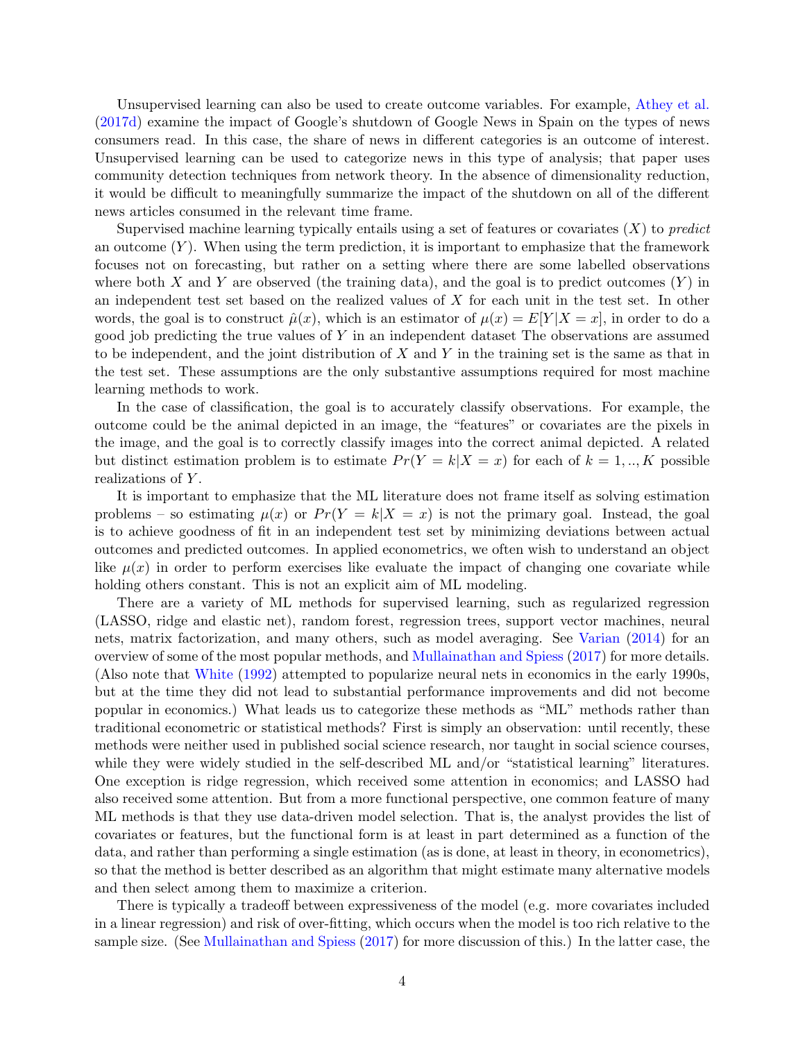Unsupervised learning can also be used to create outcome variables. For example, Athey et al. (2017d) examine the impact of Google's shutdown of Google News in Spain on the types of news consumers read. In this case, the share of news in different categories is an outcome of interest. Unsupervised learning can be used to categorize news in this type of analysis; that paper uses community detection techniques from network theory. In the absence of dimensionality reduction, it would be difficult to meaningfully summarize the impact of the shutdown on all of the different news articles consumed in the relevant time frame.

Supervised machine learning typically entails using a set of features or covariates ($X$) to *predict* an outcome ($Y$). When using the term prediction, it is important to emphasize that the framework focuses not on forecasting, but rather on a setting where there are some labelled observations where both $X$ and $Y$ are observed (the training data), and the goal is to predict outcomes ($Y$) in an independent test set based on the realized values of $X$ for each unit in the test set. In other words, the goal is to construct $\hat{\mu}(x)$, which is an estimator of $\mu(x) = E[Y|X = x]$, in order to do a good job predicting the true values of $Y$ in an independent dataset The observations are assumed to be independent, and the joint distribution of $X$ and $Y$ in the training set is the same as that in the test set. These assumptions are the only substantive assumptions required for most machine learning methods to work.

In the case of classification, the goal is to accurately classify observations. For example, the outcome could be the animal depicted in an image, the "features" or covariates are the pixels in the image, and the goal is to correctly classify images into the correct animal depicted. A related but distinct estimation problem is to estimate $Pr(Y = k|X = x)$ for each of $k = 1, .., K$ possible realizations of $Y$.

It is important to emphasize that the ML literature does not frame itself as solving estimation problems – so estimating $\mu(x)$ or $Pr(Y = k|X = x)$ is not the primary goal. Instead, the goal is to achieve goodness of fit in an independent test set by minimizing deviations between actual outcomes and predicted outcomes. In applied econometrics, we often wish to understand an object like $\mu(x)$ in order to perform exercises like evaluate the impact of changing one covariate while holding others constant. This is not an explicit aim of ML modeling.

There are a variety of ML methods for supervised learning, such as regularized regression (LASSO, ridge and elastic net), random forest, regression trees, support vector machines, neural nets, matrix factorization, and many others, such as model averaging. See Varian (2014) for an overview of some of the most popular methods, and Mullainathan and Spiess (2017) for more details. (Also note that White (1992) attempted to popularize neural nets in economics in the early 1990s, but at the time they did not lead to substantial performance improvements and did not become popular in economics.) What leads us to categorize these methods as "ML" methods rather than traditional econometric or statistical methods? First is simply an observation: until recently, these methods were neither used in published social science research, nor taught in social science courses, while they were widely studied in the self-described ML and/or "statistical learning" literatures. One exception is ridge regression, which received some attention in economics; and LASSO had also received some attention. But from a more functional perspective, one common feature of many ML methods is that they use data-driven model selection. That is, the analyst provides the list of covariates or features, but the functional form is at least in part determined as a function of the data, and rather than performing a single estimation (as is done, at least in theory, in econometrics), so that the method is better described as an algorithm that might estimate many alternative models and then select among them to maximize a criterion.

There is typically a tradeoff between expressiveness of the model (e.g. more covariates included in a linear regression) and risk of over-fitting, which occurs when the model is too rich relative to the sample size. (See Mullainathan and Spiess (2017) for more discussion of this.) In the latter case, the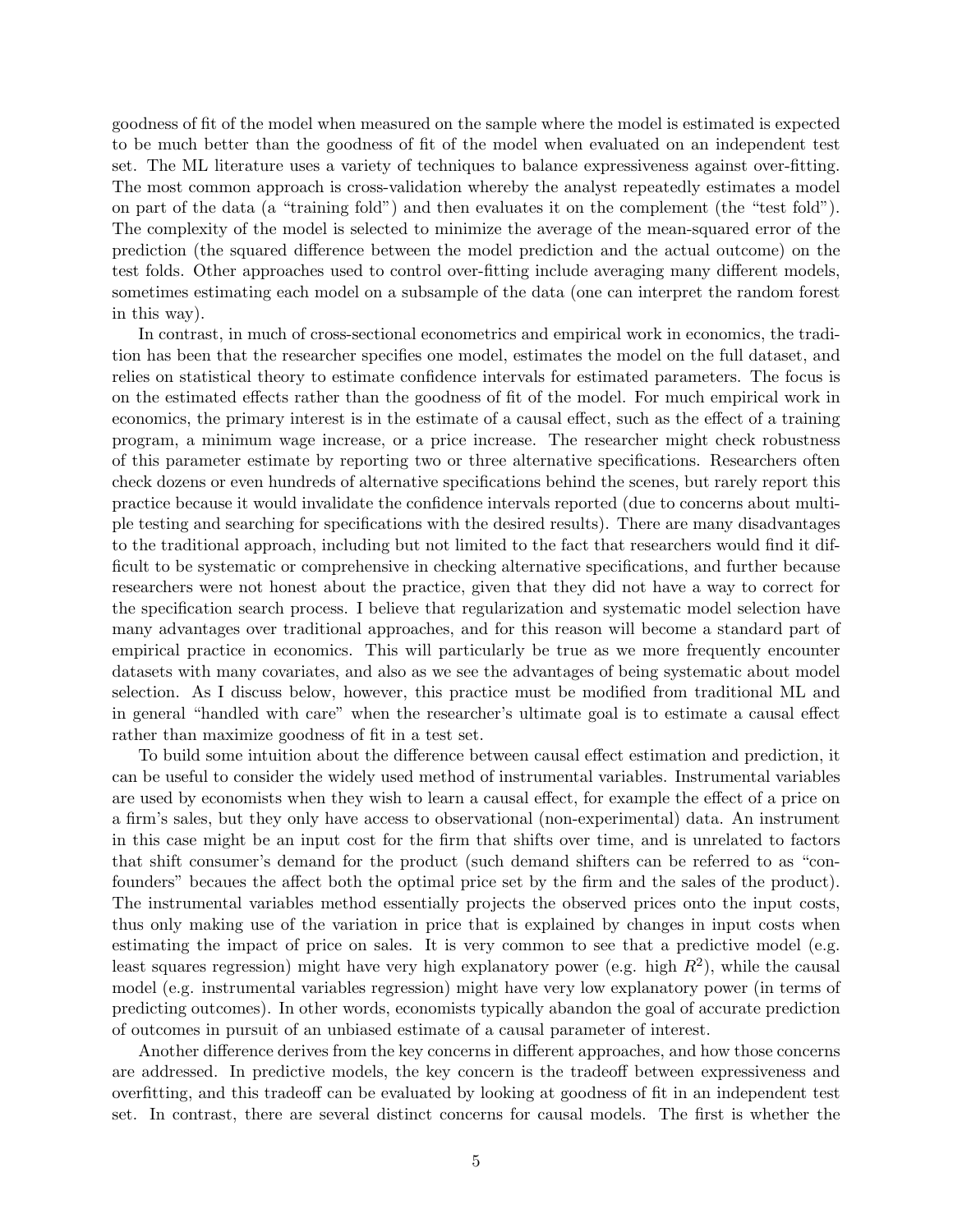goodness of fit of the model when measured on the sample where the model is estimated is expected to be much better than the goodness of fit of the model when evaluated on an independent test set. The ML literature uses a variety of techniques to balance expressiveness against over-fitting. The most common approach is cross-validation whereby the analyst repeatedly estimates a model on part of the data (a "training fold") and then evaluates it on the complement (the "test fold"). The complexity of the model is selected to minimize the average of the mean-squared error of the prediction (the squared difference between the model prediction and the actual outcome) on the test folds. Other approaches used to control over-fitting include averaging many different models, sometimes estimating each model on a subsample of the data (one can interpret the random forest in this way).

In contrast, in much of cross-sectional econometrics and empirical work in economics, the tradition has been that the researcher specifies one model, estimates the model on the full dataset, and relies on statistical theory to estimate confidence intervals for estimated parameters. The focus is on the estimated effects rather than the goodness of fit of the model. For much empirical work in economics, the primary interest is in the estimate of a causal effect, such as the effect of a training program, a minimum wage increase, or a price increase. The researcher might check robustness of this parameter estimate by reporting two or three alternative specifications. Researchers often check dozens or even hundreds of alternative specifications behind the scenes, but rarely report this practice because it would invalidate the confidence intervals reported (due to concerns about multiple testing and searching for specifications with the desired results). There are many disadvantages to the traditional approach, including but not limited to the fact that researchers would find it difficult to be systematic or comprehensive in checking alternative specifications, and further because researchers were not honest about the practice, given that they did not have a way to correct for the specification search process. I believe that regularization and systematic model selection have many advantages over traditional approaches, and for this reason will become a standard part of empirical practice in economics. This will particularly be true as we more frequently encounter datasets with many covariates, and also as we see the advantages of being systematic about model selection. As I discuss below, however, this practice must be modified from traditional ML and in general "handled with care" when the researcher's ultimate goal is to estimate a causal effect rather than maximize goodness of fit in a test set.

To build some intuition about the difference between causal effect estimation and prediction, it can be useful to consider the widely used method of instrumental variables. Instrumental variables are used by economists when they wish to learn a causal effect, for example the effect of a price on a firm's sales, but they only have access to observational (non-experimental) data. An instrument in this case might be an input cost for the firm that shifts over time, and is unrelated to factors that shift consumer's demand for the product (such demand shifters can be referred to as "confounders" becaues the affect both the optimal price set by the firm and the sales of the product). The instrumental variables method essentially projects the observed prices onto the input costs, thus only making use of the variation in price that is explained by changes in input costs when estimating the impact of price on sales. It is very common to see that a predictive model (e.g. least squares regression) might have very high explanatory power (e.g. high $R^2$), while the causal model (e.g. instrumental variables regression) might have very low explanatory power (in terms of predicting outcomes). In other words, economists typically abandon the goal of accurate prediction of outcomes in pursuit of an unbiased estimate of a causal parameter of interest.

Another difference derives from the key concerns in different approaches, and how those concerns are addressed. In predictive models, the key concern is the tradeoff between expressiveness and overfitting, and this tradeoff can be evaluated by looking at goodness of fit in an independent test set. In contrast, there are several distinct concerns for causal models. The first is whether the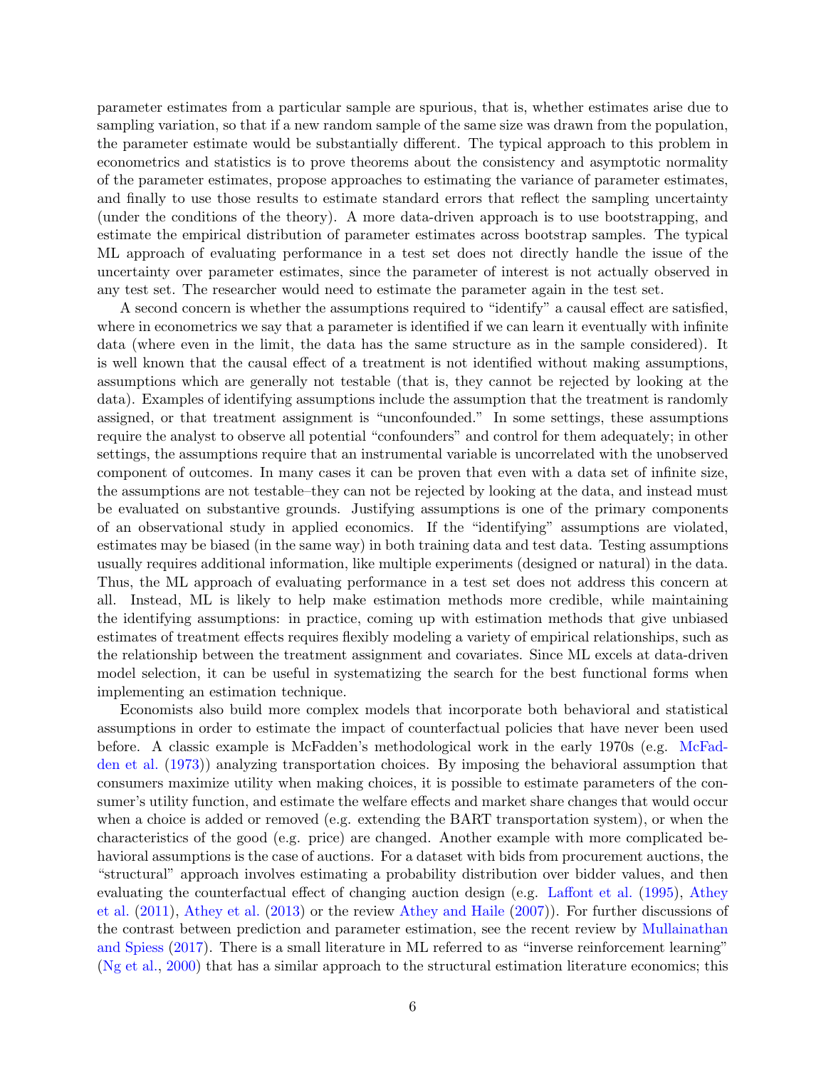parameter estimates from a particular sample are spurious, that is, whether estimates arise due to sampling variation, so that if a new random sample of the same size was drawn from the population, the parameter estimate would be substantially different. The typical approach to this problem in econometrics and statistics is to prove theorems about the consistency and asymptotic normality of the parameter estimates, propose approaches to estimating the variance of parameter estimates, and finally to use those results to estimate standard errors that reflect the sampling uncertainty (under the conditions of the theory). A more data-driven approach is to use bootstrapping, and estimate the empirical distribution of parameter estimates across bootstrap samples. The typical ML approach of evaluating performance in a test set does not directly handle the issue of the uncertainty over parameter estimates, since the parameter of interest is not actually observed in any test set. The researcher would need to estimate the parameter again in the test set.

A second concern is whether the assumptions required to "identify" a causal effect are satisfied, where in econometrics we say that a parameter is identified if we can learn it eventually with infinite data (where even in the limit, the data has the same structure as in the sample considered). It is well known that the causal effect of a treatment is not identified without making assumptions, assumptions which are generally not testable (that is, they cannot be rejected by looking at the data). Examples of identifying assumptions include the assumption that the treatment is randomly assigned, or that treatment assignment is "unconfounded." In some settings, these assumptions require the analyst to observe all potential "confounders" and control for them adequately; in other settings, the assumptions require that an instrumental variable is uncorrelated with the unobserved component of outcomes. In many cases it can be proven that even with a data set of infinite size, the assumptions are not testable–they can not be rejected by looking at the data, and instead must be evaluated on substantive grounds. Justifying assumptions is one of the primary components of an observational study in applied economics. If the "identifying" assumptions are violated, estimates may be biased (in the same way) in both training data and test data. Testing assumptions usually requires additional information, like multiple experiments (designed or natural) in the data. Thus, the ML approach of evaluating performance in a test set does not address this concern at all. Instead, ML is likely to help make estimation methods more credible, while maintaining the identifying assumptions: in practice, coming up with estimation methods that give unbiased estimates of treatment effects requires flexibly modeling a variety of empirical relationships, such as the relationship between the treatment assignment and covariates. Since ML excels at data-driven model selection, it can be useful in systematizing the search for the best functional forms when implementing an estimation technique.

Economists also build more complex models that incorporate both behavioral and statistical assumptions in order to estimate the impact of counterfactual policies that have never been used before. A classic example is McFadden's methodological work in the early 1970s (e.g. McFadden et al. (1973)) analyzing transportation choices. By imposing the behavioral assumption that consumers maximize utility when making choices, it is possible to estimate parameters of the consumer's utility function, and estimate the welfare effects and market share changes that would occur when a choice is added or removed (e.g. extending the BART transportation system), or when the characteristics of the good (e.g. price) are changed. Another example with more complicated behavioral assumptions is the case of auctions. For a dataset with bids from procurement auctions, the "structural" approach involves estimating a probability distribution over bidder values, and then evaluating the counterfactual effect of changing auction design (e.g. Laffont et al. (1995), Athey et al. (2011), Athey et al. (2013) or the review Athey and Haile (2007)). For further discussions of the contrast between prediction and parameter estimation, see the recent review by Mullainathan and Spiess (2017). There is a small literature in ML referred to as "inverse reinforcement learning" (Ng et al., 2000) that has a similar approach to the structural estimation literature economics; this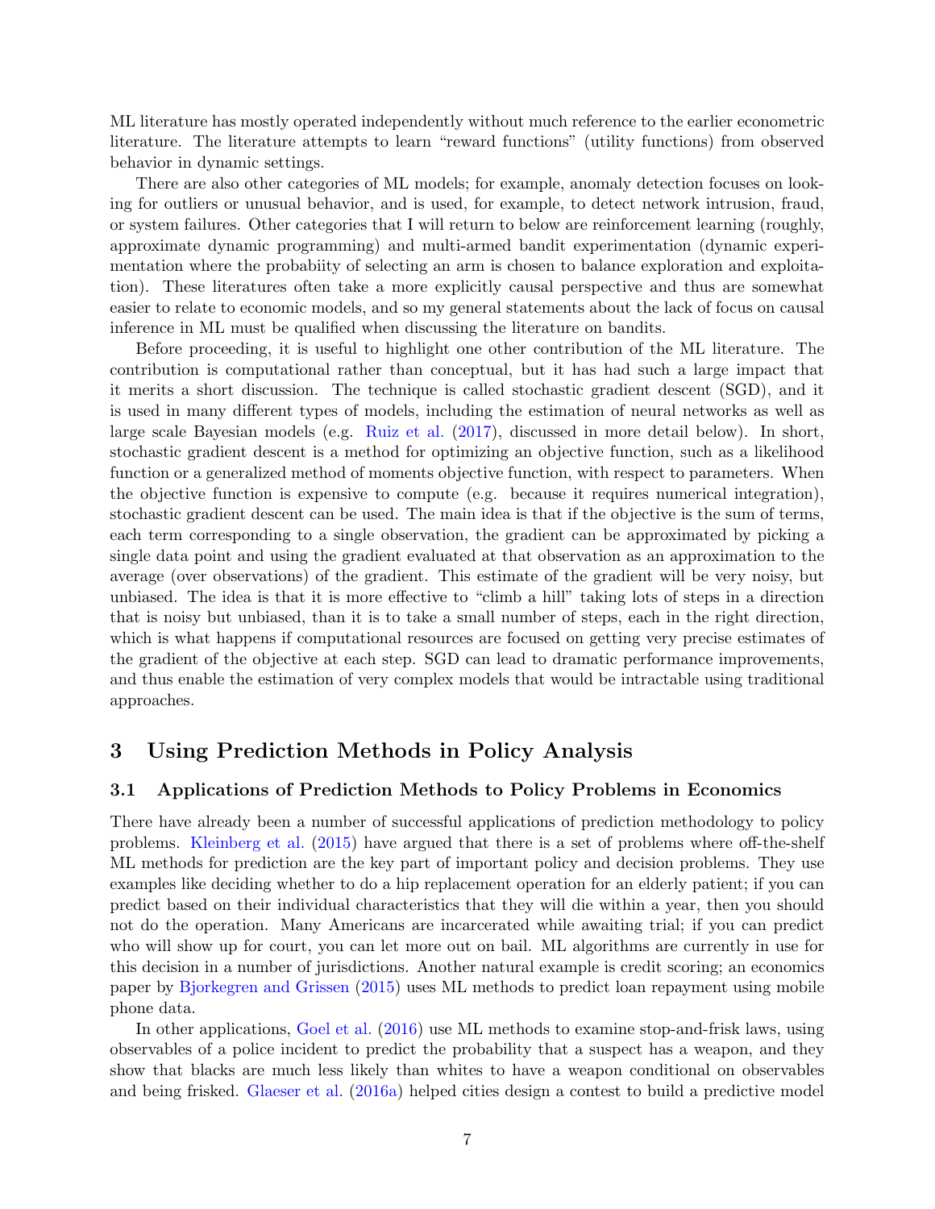ML literature has mostly operated independently without much reference to the earlier econometric literature. The literature attempts to learn "reward functions" (utility functions) from observed behavior in dynamic settings.

There are also other categories of ML models; for example, anomaly detection focuses on looking for outliers or unusual behavior, and is used, for example, to detect network intrusion, fraud, or system failures. Other categories that I will return to below are reinforcement learning (roughly, approximate dynamic programming) and multi-armed bandit experimentation (dynamic experimentation where the probabiity of selecting an arm is chosen to balance exploration and exploitation). These literatures often take a more explicitly causal perspective and thus are somewhat easier to relate to economic models, and so my general statements about the lack of focus on causal inference in ML must be qualified when discussing the literature on bandits.

Before proceeding, it is useful to highlight one other contribution of the ML literature. The contribution is computational rather than conceptual, but it has had such a large impact that it merits a short discussion. The technique is called stochastic gradient descent (SGD), and it is used in many different types of models, including the estimation of neural networks as well as large scale Bayesian models (e.g. Ruiz et al. (2017), discussed in more detail below). In short, stochastic gradient descent is a method for optimizing an objective function, such as a likelihood function or a generalized method of moments objective function, with respect to parameters. When the objective function is expensive to compute (e.g. because it requires numerical integration), stochastic gradient descent can be used. The main idea is that if the objective is the sum of terms, each term corresponding to a single observation, the gradient can be approximated by picking a single data point and using the gradient evaluated at that observation as an approximation to the average (over observations) of the gradient. This estimate of the gradient will be very noisy, but unbiased. The idea is that it is more effective to "climb a hill" taking lots of steps in a direction that is noisy but unbiased, than it is to take a small number of steps, each in the right direction, which is what happens if computational resources are focused on getting very precise estimates of the gradient of the objective at each step. SGD can lead to dramatic performance improvements, and thus enable the estimation of very complex models that would be intractable using traditional approaches.

# 3 Using Prediction Methods in Policy Analysis

## 3.1 Applications of Prediction Methods to Policy Problems in Economics

There have already been a number of successful applications of prediction methodology to policy problems. Kleinberg et al. (2015) have argued that there is a set of problems where off-the-shelf ML methods for prediction are the key part of important policy and decision problems. They use examples like deciding whether to do a hip replacement operation for an elderly patient; if you can predict based on their individual characteristics that they will die within a year, then you should not do the operation. Many Americans are incarcerated while awaiting trial; if you can predict who will show up for court, you can let more out on bail. ML algorithms are currently in use for this decision in a number of jurisdictions. Another natural example is credit scoring; an economics paper by Bjorkegren and Grissen (2015) uses ML methods to predict loan repayment using mobile phone data.

In other applications, Goel et al. (2016) use ML methods to examine stop-and-frisk laws, using observables of a police incident to predict the probability that a suspect has a weapon, and they show that blacks are much less likely than whites to have a weapon conditional on observables and being frisked. Glaeser et al. (2016a) helped cities design a contest to build a predictive model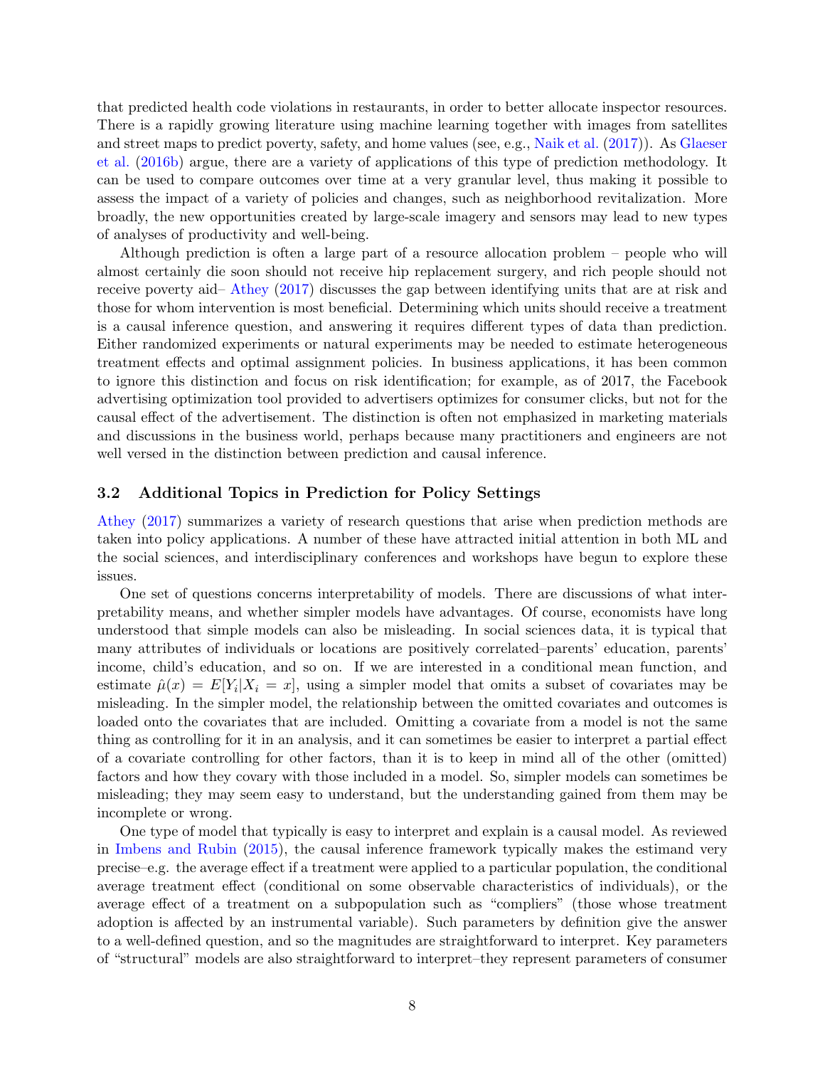that predicted health code violations in restaurants, in order to better allocate inspector resources. There is a rapidly growing literature using machine learning together with images from satellites and street maps to predict poverty, safety, and home values (see, e.g., Naik et al. (2017)). As Glaeser et al. (2016b) argue, there are a variety of applications of this type of prediction methodology. It can be used to compare outcomes over time at a very granular level, thus making it possible to assess the impact of a variety of policies and changes, such as neighborhood revitalization. More broadly, the new opportunities created by large-scale imagery and sensors may lead to new types of analyses of productivity and well-being.

Although prediction is often a large part of a resource allocation problem – people who will almost certainly die soon should not receive hip replacement surgery, and rich people should not receive poverty aid– Athey (2017) discusses the gap between identifying units that are at risk and those for whom intervention is most beneficial. Determining which units should receive a treatment is a causal inference question, and answering it requires different types of data than prediction. Either randomized experiments or natural experiments may be needed to estimate heterogeneous treatment effects and optimal assignment policies. In business applications, it has been common to ignore this distinction and focus on risk identification; for example, as of 2017, the Facebook advertising optimization tool provided to advertisers optimizes for consumer clicks, but not for the causal effect of the advertisement. The distinction is often not emphasized in marketing materials and discussions in the business world, perhaps because many practitioners and engineers are not well versed in the distinction between prediction and causal inference.

### 3.2 Additional Topics in Prediction for Policy Settings

Athey (2017) summarizes a variety of research questions that arise when prediction methods are taken into policy applications. A number of these have attracted initial attention in both ML and the social sciences, and interdisciplinary conferences and workshops have begun to explore these issues.

One set of questions concerns interpretability of models. There are discussions of what interpretability means, and whether simpler models have advantages. Of course, economists have long understood that simple models can also be misleading. In social sciences data, it is typical that many attributes of individuals or locations are positively correlated–parents' education, parents' income, child's education, and so on. If we are interested in a conditional mean function, and estimate $\hat{\mu}(x) = E[Y_i|X_i = x]$, using a simpler model that omits a subset of covariates may be misleading. In the simpler model, the relationship between the omitted covariates and outcomes is loaded onto the covariates that are included. Omitting a covariate from a model is not the same thing as controlling for it in an analysis, and it can sometimes be easier to interpret a partial effect of a covariate controlling for other factors, than it is to keep in mind all of the other (omitted) factors and how they covary with those included in a model. So, simpler models can sometimes be misleading; they may seem easy to understand, but the understanding gained from them may be incomplete or wrong.

One type of model that typically is easy to interpret and explain is a causal model. As reviewed in Imbens and Rubin (2015), the causal inference framework typically makes the estimand very precise–e.g. the average effect if a treatment were applied to a particular population, the conditional average treatment effect (conditional on some observable characteristics of individuals), or the average effect of a treatment on a subpopulation such as "compliers" (those whose treatment adoption is affected by an instrumental variable). Such parameters by definition give the answer to a well-defined question, and so the magnitudes are straightforward to interpret. Key parameters of "structural" models are also straightforward to interpret–they represent parameters of consumer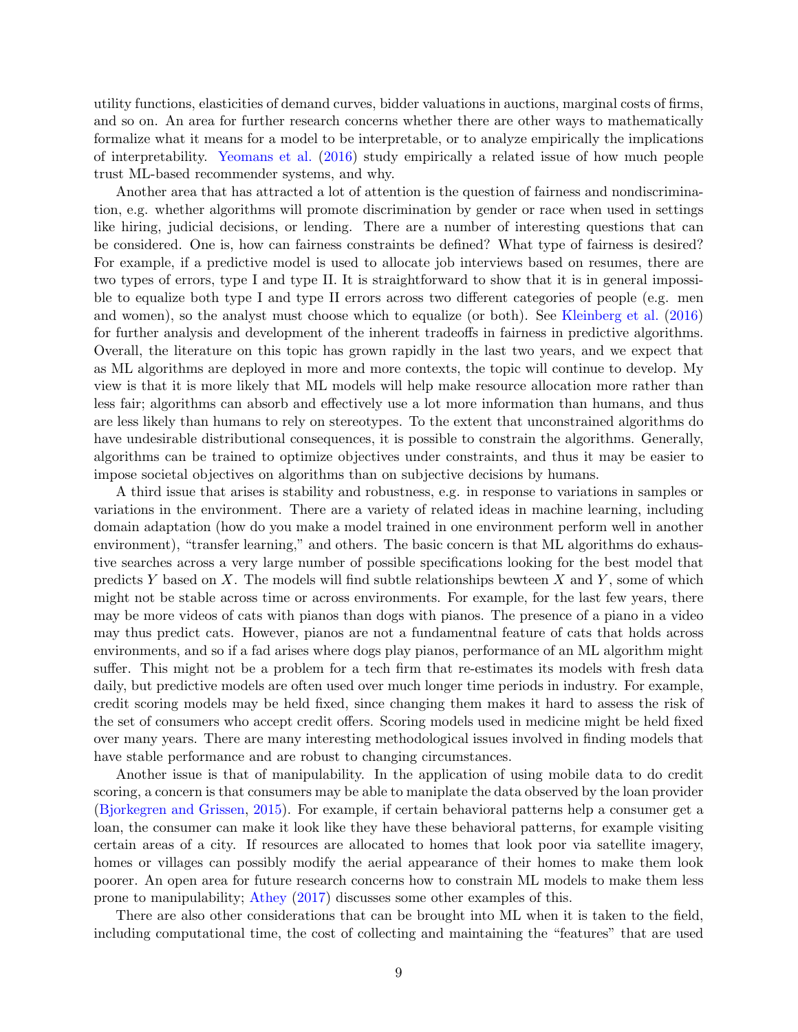utility functions, elasticities of demand curves, bidder valuations in auctions, marginal costs of firms, and so on. An area for further research concerns whether there are other ways to mathematically formalize what it means for a model to be interpretable, or to analyze empirically the implications of interpretability. Yeomans et al. (2016) study empirically a related issue of how much people trust ML-based recommender systems, and why.

Another area that has attracted a lot of attention is the question of fairness and nondiscrimination, e.g. whether algorithms will promote discrimination by gender or race when used in settings like hiring, judicial decisions, or lending. There are a number of interesting questions that can be considered. One is, how can fairness constraints be defined? What type of fairness is desired? For example, if a predictive model is used to allocate job interviews based on resumes, there are two types of errors, type I and type II. It is straightforward to show that it is in general impossible to equalize both type I and type II errors across two different categories of people (e.g. men and women), so the analyst must choose which to equalize (or both). See Kleinberg et al. (2016) for further analysis and development of the inherent tradeoffs in fairness in predictive algorithms. Overall, the literature on this topic has grown rapidly in the last two years, and we expect that as ML algorithms are deployed in more and more contexts, the topic will continue to develop. My view is that it is more likely that ML models will help make resource allocation more rather than less fair; algorithms can absorb and effectively use a lot more information than humans, and thus are less likely than humans to rely on stereotypes. To the extent that unconstrained algorithms do have undesirable distributional consequences, it is possible to constrain the algorithms. Generally, algorithms can be trained to optimize objectives under constraints, and thus it may be easier to impose societal objectives on algorithms than on subjective decisions by humans.

A third issue that arises is stability and robustness, e.g. in response to variations in samples or variations in the environment. There are a variety of related ideas in machine learning, including domain adaptation (how do you make a model trained in one environment perform well in another environment), "transfer learning," and others. The basic concern is that ML algorithms do exhaustive searches across a very large number of possible specifications looking for the best model that predicts $Y$ based on $X$. The models will find subtle relationships bewteen $X$ and $Y$, some of which might not be stable across time or across environments. For example, for the last few years, there may be more videos of cats with pianos than dogs with pianos. The presence of a piano in a video may thus predict cats. However, pianos are not a fundamentnal feature of cats that holds across environments, and so if a fad arises where dogs play pianos, performance of an ML algorithm might suffer. This might not be a problem for a tech firm that re-estimates its models with fresh data daily, but predictive models are often used over much longer time periods in industry. For example, credit scoring models may be held fixed, since changing them makes it hard to assess the risk of the set of consumers who accept credit offers. Scoring models used in medicine might be held fixed over many years. There are many interesting methodological issues involved in finding models that have stable performance and are robust to changing circumstances.

Another issue is that of manipulability. In the application of using mobile data to do credit scoring, a concern is that consumers may be able to maniplate the data observed by the loan provider (Bjorkegren and Grissen, 2015). For example, if certain behavioral patterns help a consumer get a loan, the consumer can make it look like they have these behavioral patterns, for example visiting certain areas of a city. If resources are allocated to homes that look poor via satellite imagery, homes or villages can possibly modify the aerial appearance of their homes to make them look poorer. An open area for future research concerns how to constrain ML models to make them less prone to manipulability; Athey (2017) discusses some other examples of this.

There are also other considerations that can be brought into ML when it is taken to the field, including computational time, the cost of collecting and maintaining the "features" that are used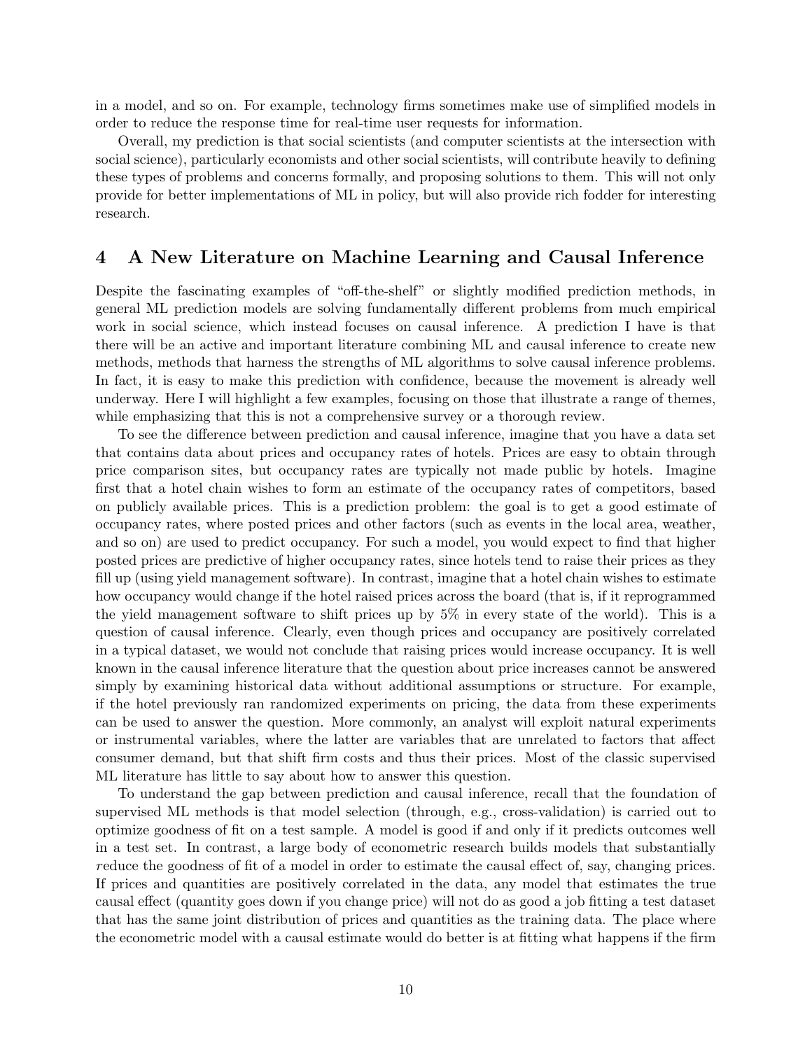in a model, and so on. For example, technology firms sometimes make use of simplified models in order to reduce the response time for real-time user requests for information.

Overall, my prediction is that social scientists (and computer scientists at the intersection with social science), particularly economists and other social scientists, will contribute heavily to defining these types of problems and concerns formally, and proposing solutions to them. This will not only provide for better implementations of ML in policy, but will also provide rich fodder for interesting research.

## 4 A New Literature on Machine Learning and Causal Inference

Despite the fascinating examples of "off-the-shelf" or slightly modified prediction methods, in general ML prediction models are solving fundamentally different problems from much empirical work in social science, which instead focuses on causal inference. A prediction I have is that there will be an active and important literature combining ML and causal inference to create new methods, methods that harness the strengths of ML algorithms to solve causal inference problems. In fact, it is easy to make this prediction with confidence, because the movement is already well underway. Here I will highlight a few examples, focusing on those that illustrate a range of themes, while emphasizing that this is not a comprehensive survey or a thorough review.

To see the difference between prediction and causal inference, imagine that you have a data set that contains data about prices and occupancy rates of hotels. Prices are easy to obtain through price comparison sites, but occupancy rates are typically not made public by hotels. Imagine first that a hotel chain wishes to form an estimate of the occupancy rates of competitors, based on publicly available prices. This is a prediction problem: the goal is to get a good estimate of occupancy rates, where posted prices and other factors (such as events in the local area, weather, and so on) are used to predict occupancy. For such a model, you would expect to find that higher posted prices are predictive of higher occupancy rates, since hotels tend to raise their prices as they fill up (using yield management software). In contrast, imagine that a hotel chain wishes to estimate how occupancy would change if the hotel raised prices across the board (that is, if it reprogrammed the yield management software to shift prices up by 5% in every state of the world). This is a question of causal inference. Clearly, even though prices and occupancy are positively correlated in a typical dataset, we would not conclude that raising prices would increase occupancy. It is well known in the causal inference literature that the question about price increases cannot be answered simply by examining historical data without additional assumptions or structure. For example, if the hotel previously ran randomized experiments on pricing, the data from these experiments can be used to answer the question. More commonly, an analyst will exploit natural experiments or instrumental variables, where the latter are variables that are unrelated to factors that affect consumer demand, but that shift firm costs and thus their prices. Most of the classic supervised ML literature has little to say about how to answer this question.

To understand the gap between prediction and causal inference, recall that the foundation of supervised ML methods is that model selection (through, e.g., cross-validation) is carried out to optimize goodness of fit on a test sample. A model is good if and only if it predicts outcomes well in a test set. In contrast, a large body of econometric research builds models that substantially *r*educe the goodness of fit of a model in order to estimate the causal effect of, say, changing prices. If prices and quantities are positively correlated in the data, any model that estimates the true causal effect (quantity goes down if you change price) will not do as good a job fitting a test dataset that has the same joint distribution of prices and quantities as the training data. The place where the econometric model with a causal estimate would do better is at fitting what happens if the firm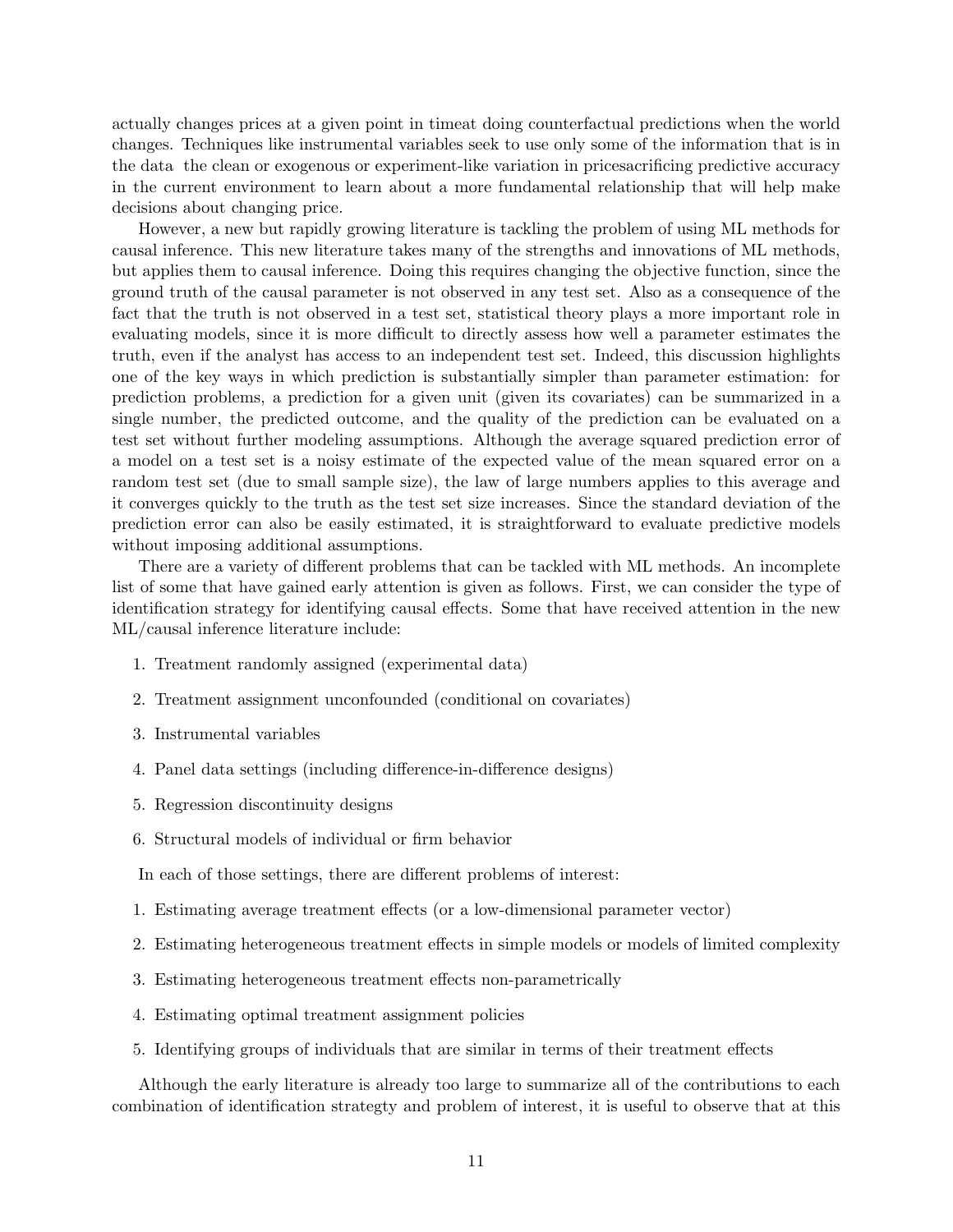actually changes prices at a given point in timeat doing counterfactual predictions when the world changes. Techniques like instrumental variables seek to use only some of the information that is in the data the clean or exogenous or experiment-like variation in pricesacrificing predictive accuracy in the current environment to learn about a more fundamental relationship that will help make decisions about changing price.

However, a new but rapidly growing literature is tackling the problem of using ML methods for causal inference. This new literature takes many of the strengths and innovations of ML methods, but applies them to causal inference. Doing this requires changing the objective function, since the ground truth of the causal parameter is not observed in any test set. Also as a consequence of the fact that the truth is not observed in a test set, statistical theory plays a more important role in evaluating models, since it is more difficult to directly assess how well a parameter estimates the truth, even if the analyst has access to an independent test set. Indeed, this discussion highlights one of the key ways in which prediction is substantially simpler than parameter estimation: for prediction problems, a prediction for a given unit (given its covariates) can be summarized in a single number, the predicted outcome, and the quality of the prediction can be evaluated on a test set without further modeling assumptions. Although the average squared prediction error of a model on a test set is a noisy estimate of the expected value of the mean squared error on a random test set (due to small sample size), the law of large numbers applies to this average and it converges quickly to the truth as the test set size increases. Since the standard deviation of the prediction error can also be easily estimated, it is straightforward to evaluate predictive models without imposing additional assumptions.

There are a variety of different problems that can be tackled with ML methods. An incomplete list of some that have gained early attention is given as follows. First, we can consider the type of identification strategy for identifying causal effects. Some that have received attention in the new ML/causal inference literature include:

1. Treatment randomly assigned (experimental data)
2. Treatment assignment unconfounded (conditional on covariates)
3. Instrumental variables
4. Panel data settings (including difference-in-difference designs)
5. Regression discontinuity designs
6. Structural models of individual or firm behavior

In each of those settings, there are different problems of interest:

1. Estimating average treatment effects (or a low-dimensional parameter vector)
2. Estimating heterogeneous treatment effects in simple models or models of limited complexity
3. Estimating heterogeneous treatment effects non-parametrically
4. Estimating optimal treatment assignment policies
5. Identifying groups of individuals that are similar in terms of their treatment effects

Although the early literature is already too large to summarize all of the contributions to each combination of identification strategty and problem of interest, it is useful to observe that at this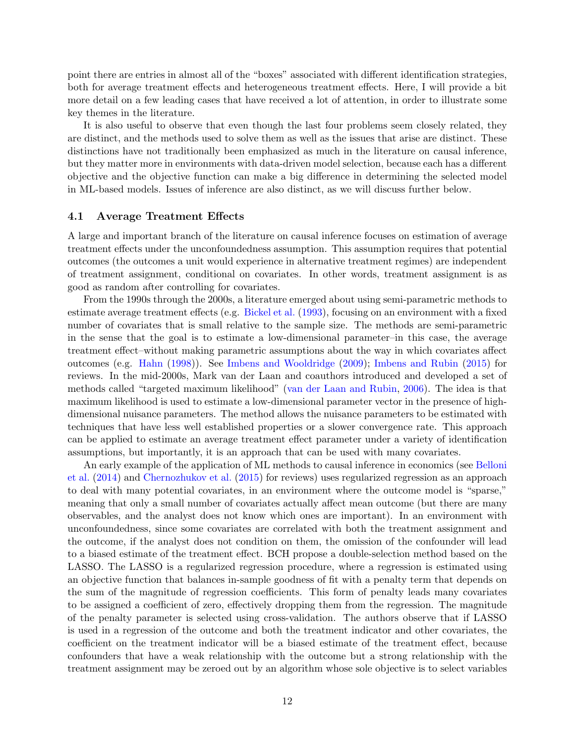point there are entries in almost all of the "boxes" associated with different identification strategies, both for average treatment effects and heterogeneous treatment effects. Here, I will provide a bit more detail on a few leading cases that have received a lot of attention, in order to illustrate some key themes in the literature.

It is also useful to observe that even though the last four problems seem closely related, they are distinct, and the methods used to solve them as well as the issues that arise are distinct. These distinctions have not traditionally been emphasized as much in the literature on causal inference, but they matter more in environments with data-driven model selection, because each has a different objective and the objective function can make a big difference in determining the selected model in ML-based models. Issues of inference are also distinct, as we will discuss further below.

### 4.1 Average Treatment Effects

A large and important branch of the literature on causal inference focuses on estimation of average treatment effects under the unconfoundedness assumption. This assumption requires that potential outcomes (the outcomes a unit would experience in alternative treatment regimes) are independent of treatment assignment, conditional on covariates. In other words, treatment assignment is as good as random after controlling for covariates.

From the 1990s through the 2000s, a literature emerged about using semi-parametric methods to estimate average treatment effects (e.g. Bickel et al. (1993), focusing on an environment with a fixed number of covariates that is small relative to the sample size. The methods are semi-parametric in the sense that the goal is to estimate a low-dimensional parameter–in this case, the average treatment effect–without making parametric assumptions about the way in which covariates affect outcomes (e.g. Hahn (1998)). See Imbens and Wooldridge (2009); Imbens and Rubin (2015) for reviews. In the mid-2000s, Mark van der Laan and coauthors introduced and developed a set of methods called "targeted maximum likelihood" (van der Laan and Rubin, 2006). The idea is that maximum likelihood is used to estimate a low-dimensional parameter vector in the presence of high-dimensional nuisance parameters. The method allows the nuisance parameters to be estimated with techniques that have less well established properties or a slower convergence rate. This approach can be applied to estimate an average treatment effect parameter under a variety of identification assumptions, but importantly, it is an approach that can be used with many covariates.

An early example of the application of ML methods to causal inference in economics (see Belloni et al. (2014) and Chernozhukov et al. (2015) for reviews) uses regularized regression as an approach to deal with many potential covariates, in an environment where the outcome model is "sparse," meaning that only a small number of covariates actually affect mean outcome (but there are many observables, and the analyst does not know which ones are important). In an environment with unconfoundedness, since some covariates are correlated with both the treatment assignment and the outcome, if the analyst does not condition on them, the omission of the confounder will lead to a biased estimate of the treatment effect. BCH propose a double-selection method based on the LASSO. The LASSO is a regularized regression procedure, where a regression is estimated using an objective function that balances in-sample goodness of fit with a penalty term that depends on the sum of the magnitude of regression coefficients. This form of penalty leads many covariates to be assigned a coefficient of zero, effectively dropping them from the regression. The magnitude of the penalty parameter is selected using cross-validation. The authors observe that if LASSO is used in a regression of the outcome and both the treatment indicator and other covariates, the coefficient on the treatment indicator will be a biased estimate of the treatment effect, because confounders that have a weak relationship with the outcome but a strong relationship with the treatment assignment may be zeroed out by an algorithm whose sole objective is to select variables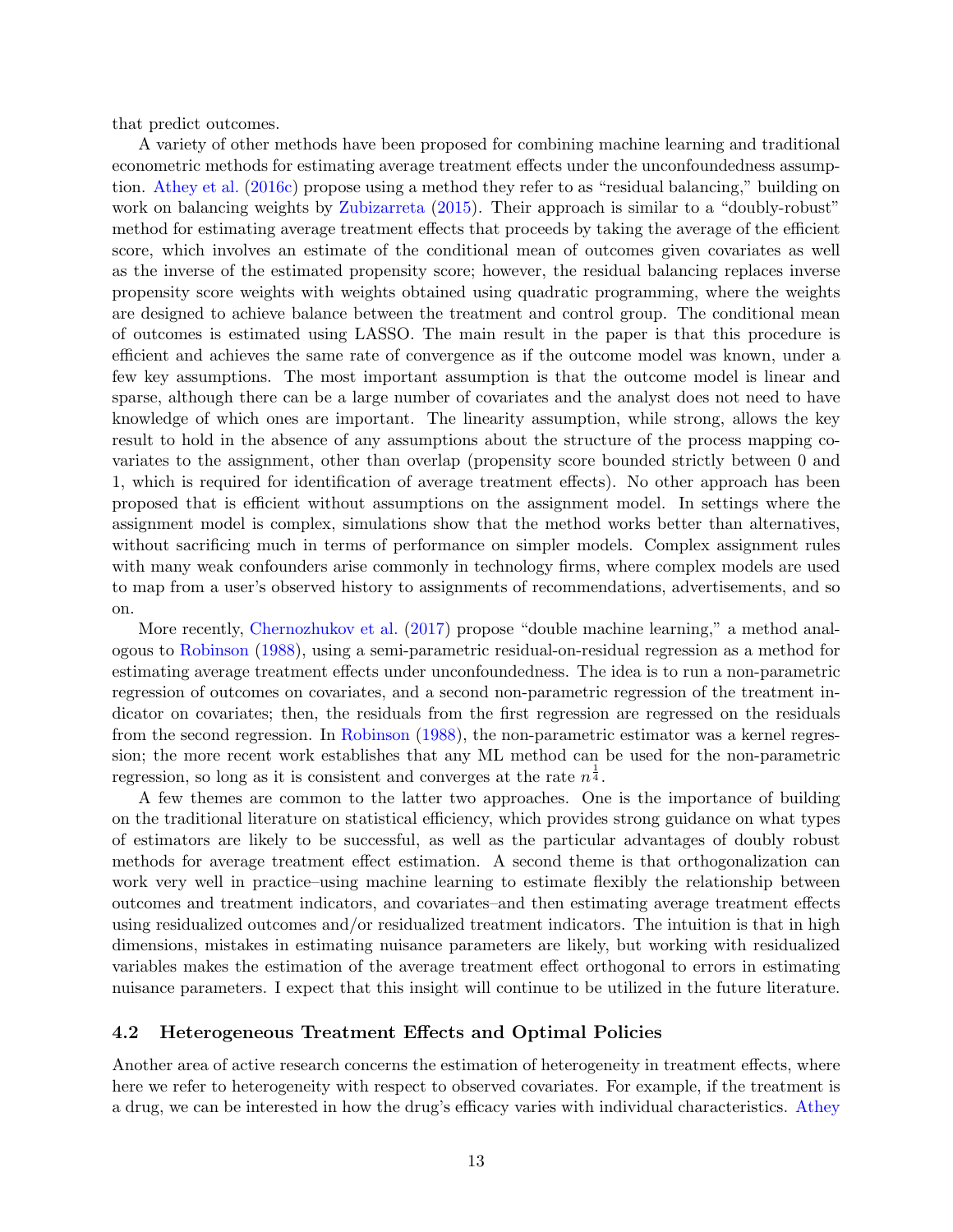that predict outcomes.

A variety of other methods have been proposed for combining machine learning and traditional econometric methods for estimating average treatment effects under the unconfoundedness assumption. Athey et al. (2016c) propose using a method they refer to as "residual balancing," building on work on balancing weights by Zubizarreta (2015). Their approach is similar to a "doubly-robust" method for estimating average treatment effects that proceeds by taking the average of the efficient score, which involves an estimate of the conditional mean of outcomes given covariates as well as the inverse of the estimated propensity score; however, the residual balancing replaces inverse propensity score weights with weights obtained using quadratic programming, where the weights are designed to achieve balance between the treatment and control group. The conditional mean of outcomes is estimated using LASSO. The main result in the paper is that this procedure is efficient and achieves the same rate of convergence as if the outcome model was known, under a few key assumptions. The most important assumption is that the outcome model is linear and sparse, although there can be a large number of covariates and the analyst does not need to have knowledge of which ones are important. The linearity assumption, while strong, allows the key result to hold in the absence of any assumptions about the structure of the process mapping covariates to the assignment, other than overlap (propensity score bounded strictly between 0 and 1, which is required for identification of average treatment effects). No other approach has been proposed that is efficient without assumptions on the assignment model. In settings where the assignment model is complex, simulations show that the method works better than alternatives, without sacrificing much in terms of performance on simpler models. Complex assignment rules with many weak confounders arise commonly in technology firms, where complex models are used to map from a user's observed history to assignments of recommendations, advertisements, and so on.

More recently, Chernozhukov et al. (2017) propose "double machine learning," a method analogous to Robinson (1988), using a semi-parametric residual-on-residual regression as a method for estimating average treatment effects under unconfoundedness. The idea is to run a non-parametric regression of outcomes on covariates, and a second non-parametric regression of the treatment indicator on covariates; then, the residuals from the first regression are regressed on the residuals from the second regression. In Robinson (1988), the non-parametric estimator was a kernel regression; the more recent work establishes that any ML method can be used for the non-parametric regression, so long as it is consistent and converges at the rate $n^{\frac{1}{4}}$.

A few themes are common to the latter two approaches. One is the importance of building on the traditional literature on statistical efficiency, which provides strong guidance on what types of estimators are likely to be successful, as well as the particular advantages of doubly robust methods for average treatment effect estimation. A second theme is that orthogonalization can work very well in practice–using machine learning to estimate flexibly the relationship between outcomes and treatment indicators, and covariates–and then estimating average treatment effects using residualized outcomes and/or residualized treatment indicators. The intuition is that in high dimensions, mistakes in estimating nuisance parameters are likely, but working with residualized variables makes the estimation of the average treatment effect orthogonal to errors in estimating nuisance parameters. I expect that this insight will continue to be utilized in the future literature.

### 4.2 Heterogeneous Treatment Effects and Optimal Policies

Another area of active research concerns the estimation of heterogeneity in treatment effects, where here we refer to heterogeneity with respect to observed covariates. For example, if the treatment is a drug, we can be interested in how the drug's efficacy varies with individual characteristics. Athey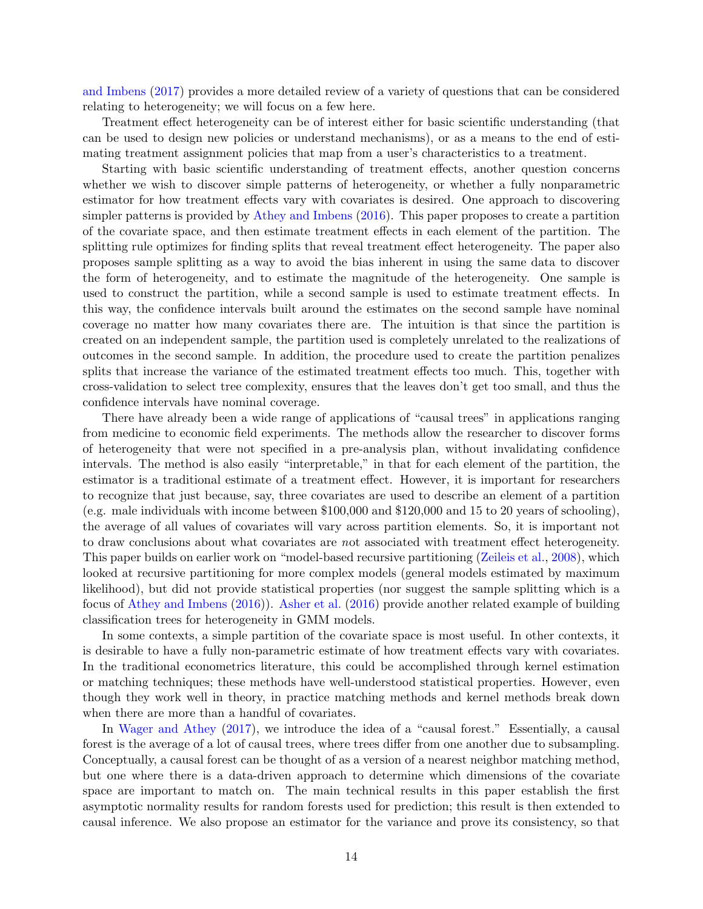and Imbens (2017) provides a more detailed review of a variety of questions that can be considered relating to heterogeneity; we will focus on a few here.

Treatment effect heterogeneity can be of interest either for basic scientific understanding (that can be used to design new policies or understand mechanisms), or as a means to the end of estimating treatment assignment policies that map from a user's characteristics to a treatment.

Starting with basic scientific understanding of treatment effects, another question concerns whether we wish to discover simple patterns of heterogeneity, or whether a fully nonparametric estimator for how treatment effects vary with covariates is desired. One approach to discovering simpler patterns is provided by Athey and Imbens (2016). This paper proposes to create a partition of the covariate space, and then estimate treatment effects in each element of the partition. The splitting rule optimizes for finding splits that reveal treatment effect heterogeneity. The paper also proposes sample splitting as a way to avoid the bias inherent in using the same data to discover the form of heterogeneity, and to estimate the magnitude of the heterogeneity. One sample is used to construct the partition, while a second sample is used to estimate treatment effects. In this way, the confidence intervals built around the estimates on the second sample have nominal coverage no matter how many covariates there are. The intuition is that since the partition is created on an independent sample, the partition used is completely unrelated to the realizations of outcomes in the second sample. In addition, the procedure used to create the partition penalizes splits that increase the variance of the estimated treatment effects too much. This, together with cross-validation to select tree complexity, ensures that the leaves don't get too small, and thus the confidence intervals have nominal coverage.

There have already been a wide range of applications of "causal trees" in applications ranging from medicine to economic field experiments. The methods allow the researcher to discover forms of heterogeneity that were not specified in a pre-analysis plan, without invalidating confidence intervals. The method is also easily "interpretable," in that for each element of the partition, the estimator is a traditional estimate of a treatment effect. However, it is important for researchers to recognize that just because, say, three covariates are used to describe an element of a partition (e.g. male individuals with income between $100,000 and $120,000 and 15 to 20 years of schooling), the average of all values of covariates will vary across partition elements. So, it is important not to draw conclusions about what covariates are *n*ot associated with treatment effect heterogeneity. This paper builds on earlier work on "model-based recursive partitioning (Zeileis et al., 2008), which looked at recursive partitioning for more complex models (general models estimated by maximum likelihood), but did not provide statistical properties (nor suggest the sample splitting which is a focus of Athey and Imbens (2016)). Asher et al. (2016) provide another related example of building classification trees for heterogeneity in GMM models.

In some contexts, a simple partition of the covariate space is most useful. In other contexts, it is desirable to have a fully non-parametric estimate of how treatment effects vary with covariates. In the traditional econometrics literature, this could be accomplished through kernel estimation or matching techniques; these methods have well-understood statistical properties. However, even though they work well in theory, in practice matching methods and kernel methods break down when there are more than a handful of covariates.

In Wager and Athey (2017), we introduce the idea of a "causal forest." Essentially, a causal forest is the average of a lot of causal trees, where trees differ from one another due to subsampling. Conceptually, a causal forest can be thought of as a version of a nearest neighbor matching method, but one where there is a data-driven approach to determine which dimensions of the covariate space are important to match on. The main technical results in this paper establish the first asymptotic normality results for random forests used for prediction; this result is then extended to causal inference. We also propose an estimator for the variance and prove its consistency, so that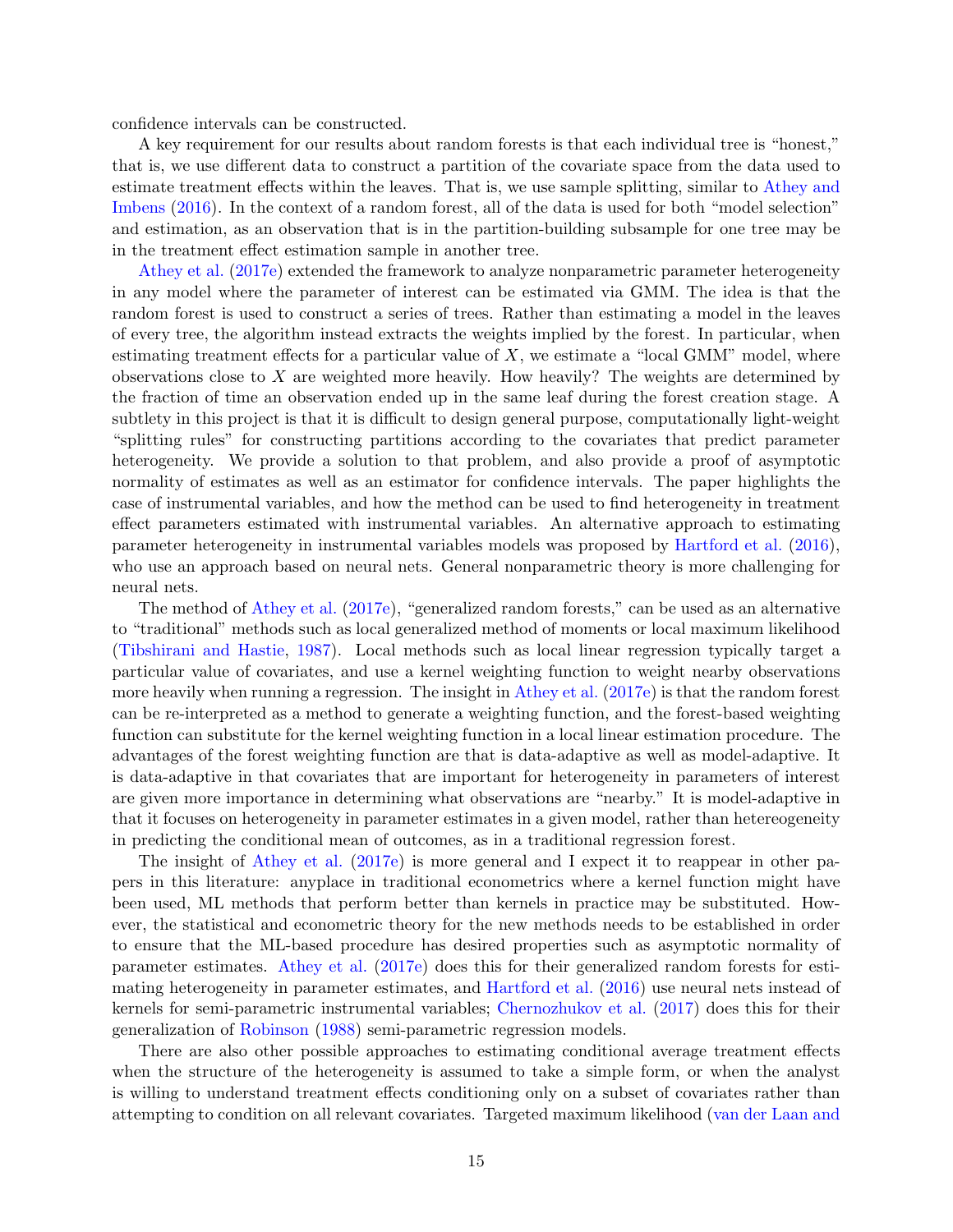confidence intervals can be constructed.

A key requirement for our results about random forests is that each individual tree is "honest," that is, we use different data to construct a partition of the covariate space from the data used to estimate treatment effects within the leaves. That is, we use sample splitting, similar to Athey and Imbens (2016). In the context of a random forest, all of the data is used for both "model selection" and estimation, as an observation that is in the partition-building subsample for one tree may be in the treatment effect estimation sample in another tree.

Athey et al. (2017e) extended the framework to analyze nonparametric parameter heterogeneity in any model where the parameter of interest can be estimated via GMM. The idea is that the random forest is used to construct a series of trees. Rather than estimating a model in the leaves of every tree, the algorithm instead extracts the weights implied by the forest. In particular, when estimating treatment effects for a particular value of $X$, we estimate a "local GMM" model, where observations close to $X$ are weighted more heavily. How heavily? The weights are determined by the fraction of time an observation ended up in the same leaf during the forest creation stage. A subtlety in this project is that it is difficult to design general purpose, computationally light-weight "splitting rules" for constructing partitions according to the covariates that predict parameter heterogeneity. We provide a solution to that problem, and also provide a proof of asymptotic normality of estimates as well as an estimator for confidence intervals. The paper highlights the case of instrumental variables, and how the method can be used to find heterogeneity in treatment effect parameters estimated with instrumental variables. An alternative approach to estimating parameter heterogeneity in instrumental variables models was proposed by Hartford et al. (2016), who use an approach based on neural nets. General nonparametric theory is more challenging for neural nets.

The method of Athey et al. (2017e), "generalized random forests," can be used as an alternative to "traditional" methods such as local generalized method of moments or local maximum likelihood (Tibshirani and Hastie, 1987). Local methods such as local linear regression typically target a particular value of covariates, and use a kernel weighting function to weight nearby observations more heavily when running a regression. The insight in Athey et al. (2017e) is that the random forest can be re-interpreted as a method to generate a weighting function, and the forest-based weighting function can substitute for the kernel weighting function in a local linear estimation procedure. The advantages of the forest weighting function are that is data-adaptive as well as model-adaptive. It is data-adaptive in that covariates that are important for heterogeneity in parameters of interest are given more importance in determining what observations are "nearby." It is model-adaptive in that it focuses on heterogeneity in parameter estimates in a given model, rather than hetereogeneity in predicting the conditional mean of outcomes, as in a traditional regression forest.

The insight of Athey et al. (2017e) is more general and I expect it to reappear in other papers in this literature: anyplace in traditional econometrics where a kernel function might have been used, ML methods that perform better than kernels in practice may be substituted. However, the statistical and econometric theory for the new methods needs to be established in order to ensure that the ML-based procedure has desired properties such as asymptotic normality of parameter estimates. Athey et al. (2017e) does this for their generalized random forests for estimating heterogeneity in parameter estimates, and Hartford et al. (2016) use neural nets instead of kernels for semi-parametric instrumental variables; Chernozhukov et al. (2017) does this for their generalization of Robinson (1988) semi-parametric regression models.

There are also other possible approaches to estimating conditional average treatment effects when the structure of the heterogeneity is assumed to take a simple form, or when the analyst is willing to understand treatment effects conditioning only on a subset of covariates rather than attempting to condition on all relevant covariates. Targeted maximum likelihood (van der Laan and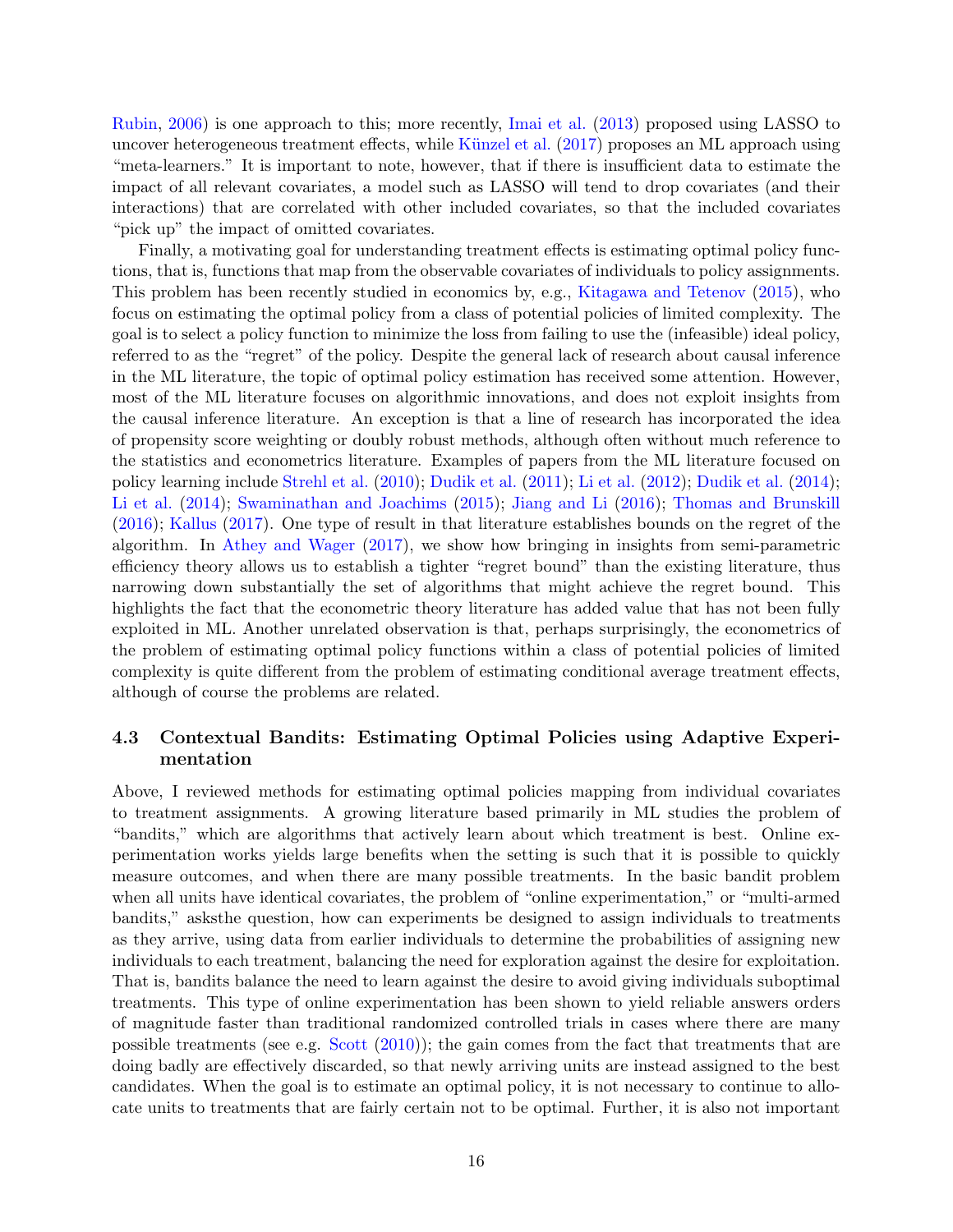Rubin, 2006) is one approach to this; more recently, Imai et al. (2013) proposed using LASSO to uncover heterogeneous treatment effects, while Künzel et al. (2017) proposes an ML approach using "meta-learners." It is important to note, however, that if there is insufficient data to estimate the impact of all relevant covariates, a model such as LASSO will tend to drop covariates (and their interactions) that are correlated with other included covariates, so that the included covariates "pick up" the impact of omitted covariates.

Finally, a motivating goal for understanding treatment effects is estimating optimal policy functions, that is, functions that map from the observable covariates of individuals to policy assignments. This problem has been recently studied in economics by, e.g., Kitagawa and Tetenov (2015), who focus on estimating the optimal policy from a class of potential policies of limited complexity. The goal is to select a policy function to minimize the loss from failing to use the (infeasible) ideal policy, referred to as the "regret" of the policy. Despite the general lack of research about causal inference in the ML literature, the topic of optimal policy estimation has received some attention. However, most of the ML literature focuses on algorithmic innovations, and does not exploit insights from the causal inference literature. An exception is that a line of research has incorporated the idea of propensity score weighting or doubly robust methods, although often without much reference to the statistics and econometrics literature. Examples of papers from the ML literature focused on policy learning include Strehl et al. (2010); Dudik et al. (2011); Li et al. (2012); Dudik et al. (2014); Li et al. (2014); Swaminathan and Joachims (2015); Jiang and Li (2016); Thomas and Brunskill (2016); Kallus (2017). One type of result in that literature establishes bounds on the regret of the algorithm. In Athey and Wager (2017), we show how bringing in insights from semi-parametric efficiency theory allows us to establish a tighter "regret bound" than the existing literature, thus narrowing down substantially the set of algorithms that might achieve the regret bound. This highlights the fact that the econometric theory literature has added value that has not been fully exploited in ML. Another unrelated observation is that, perhaps surprisingly, the econometrics of the problem of estimating optimal policy functions within a class of potential policies of limited complexity is quite different from the problem of estimating conditional average treatment effects, although of course the problems are related.

### 4.3 Contextual Bandits: Estimating Optimal Policies using Adaptive Experimentation

Above, I reviewed methods for estimating optimal policies mapping from individual covariates to treatment assignments. A growing literature based primarily in ML studies the problem of "bandits," which are algorithms that actively learn about which treatment is best. Online experimentation works yields large benefits when the setting is such that it is possible to quickly measure outcomes, and when there are many possible treatments. In the basic bandit problem when all units have identical covariates, the problem of "online experimentation," or "multi-armed bandits," asksthe question, how can experiments be designed to assign individuals to treatments as they arrive, using data from earlier individuals to determine the probabilities of assigning new individuals to each treatment, balancing the need for exploration against the desire for exploitation. That is, bandits balance the need to learn against the desire to avoid giving individuals suboptimal treatments. This type of online experimentation has been shown to yield reliable answers orders of magnitude faster than traditional randomized controlled trials in cases where there are many possible treatments (see e.g. Scott (2010)); the gain comes from the fact that treatments that are doing badly are effectively discarded, so that newly arriving units are instead assigned to the best candidates. When the goal is to estimate an optimal policy, it is not necessary to continue to allocate units to treatments that are fairly certain not to be optimal. Further, it is also not important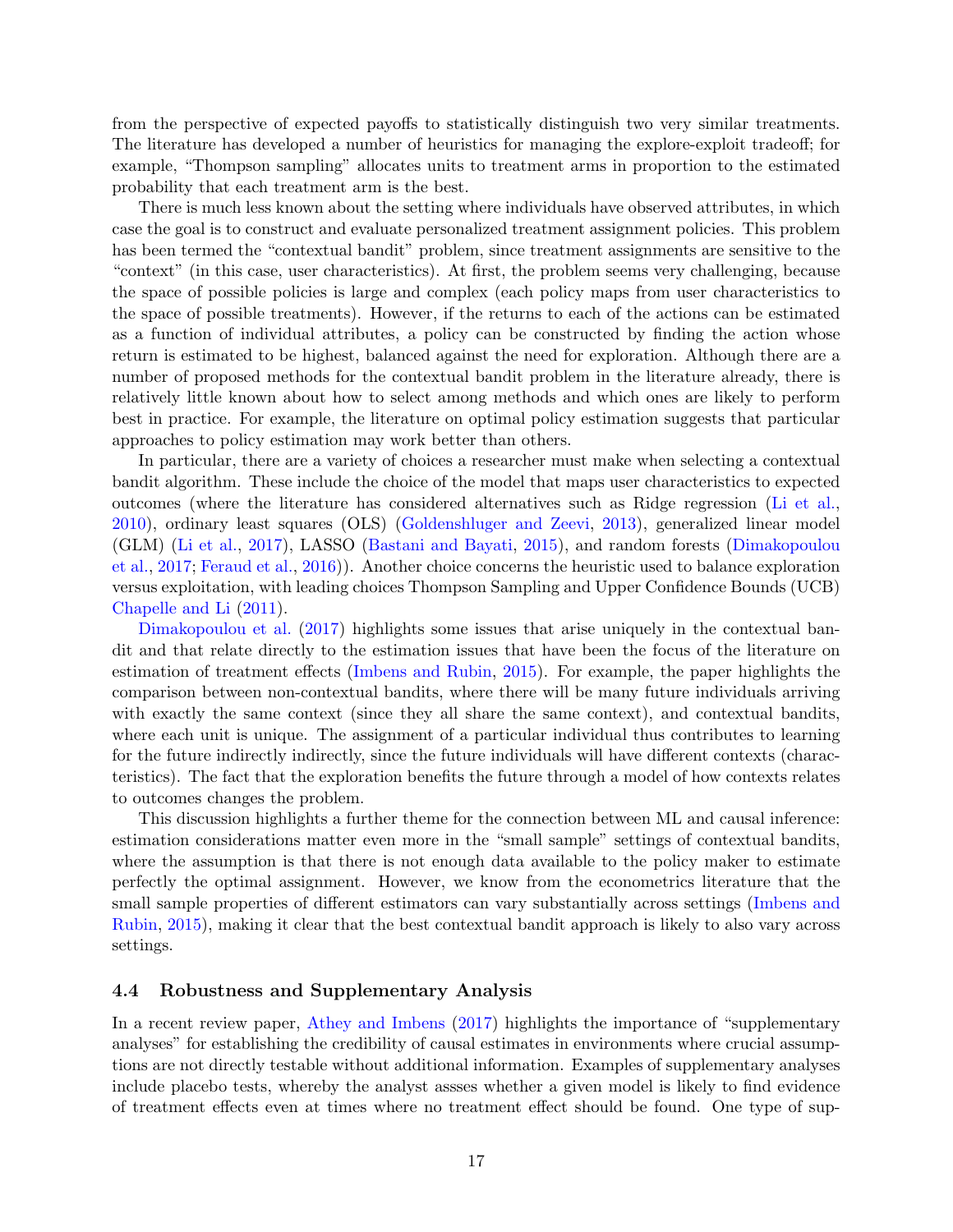from the perspective of expected payoffs to statistically distinguish two very similar treatments. The literature has developed a number of heuristics for managing the explore-exploit tradeoff; for example, "Thompson sampling" allocates units to treatment arms in proportion to the estimated probability that each treatment arm is the best.

There is much less known about the setting where individuals have observed attributes, in which case the goal is to construct and evaluate personalized treatment assignment policies. This problem has been termed the "contextual bandit" problem, since treatment assignments are sensitive to the "context" (in this case, user characteristics). At first, the problem seems very challenging, because the space of possible policies is large and complex (each policy maps from user characteristics to the space of possible treatments). However, if the returns to each of the actions can be estimated as a function of individual attributes, a policy can be constructed by finding the action whose return is estimated to be highest, balanced against the need for exploration. Although there are a number of proposed methods for the contextual bandit problem in the literature already, there is relatively little known about how to select among methods and which ones are likely to perform best in practice. For example, the literature on optimal policy estimation suggests that particular approaches to policy estimation may work better than others.

In particular, there are a variety of choices a researcher must make when selecting a contextual bandit algorithm. These include the choice of the model that maps user characteristics to expected outcomes (where the literature has considered alternatives such as Ridge regression (Li et al., 2010), ordinary least squares (OLS) (Goldenshluger and Zeevi, 2013), generalized linear model (GLM) (Li et al., 2017), LASSO (Bastani and Bayati, 2015), and random forests (Dimakopoulou et al., 2017; Feraud et al., 2016)). Another choice concerns the heuristic used to balance exploration versus exploitation, with leading choices Thompson Sampling and Upper Confidence Bounds (UCB) Chapelle and Li (2011).

Dimakopoulou et al. (2017) highlights some issues that arise uniquely in the contextual bandit and that relate directly to the estimation issues that have been the focus of the literature on estimation of treatment effects (Imbens and Rubin, 2015). For example, the paper highlights the comparison between non-contextual bandits, where there will be many future individuals arriving with exactly the same context (since they all share the same context), and contextual bandits, where each unit is unique. The assignment of a particular individual thus contributes to learning for the future indirectly indirectly, since the future individuals will have different contexts (characteristics). The fact that the exploration benefits the future through a model of how contexts relates to outcomes changes the problem.

This discussion highlights a further theme for the connection between ML and causal inference: estimation considerations matter even more in the "small sample" settings of contextual bandits, where the assumption is that there is not enough data available to the policy maker to estimate perfectly the optimal assignment. However, we know from the econometrics literature that the small sample properties of different estimators can vary substantially across settings (Imbens and Rubin, 2015), making it clear that the best contextual bandit approach is likely to also vary across settings.

### 4.4 Robustness and Supplementary Analysis

In a recent review paper, Athey and Imbens (2017) highlights the importance of "supplementary analyses" for establishing the credibility of causal estimates in environments where crucial assumptions are not directly testable without additional information. Examples of supplementary analyses include placebo tests, whereby the analyst assses whether a given model is likely to find evidence of treatment effects even at times where no treatment effect should be found. One type of sup-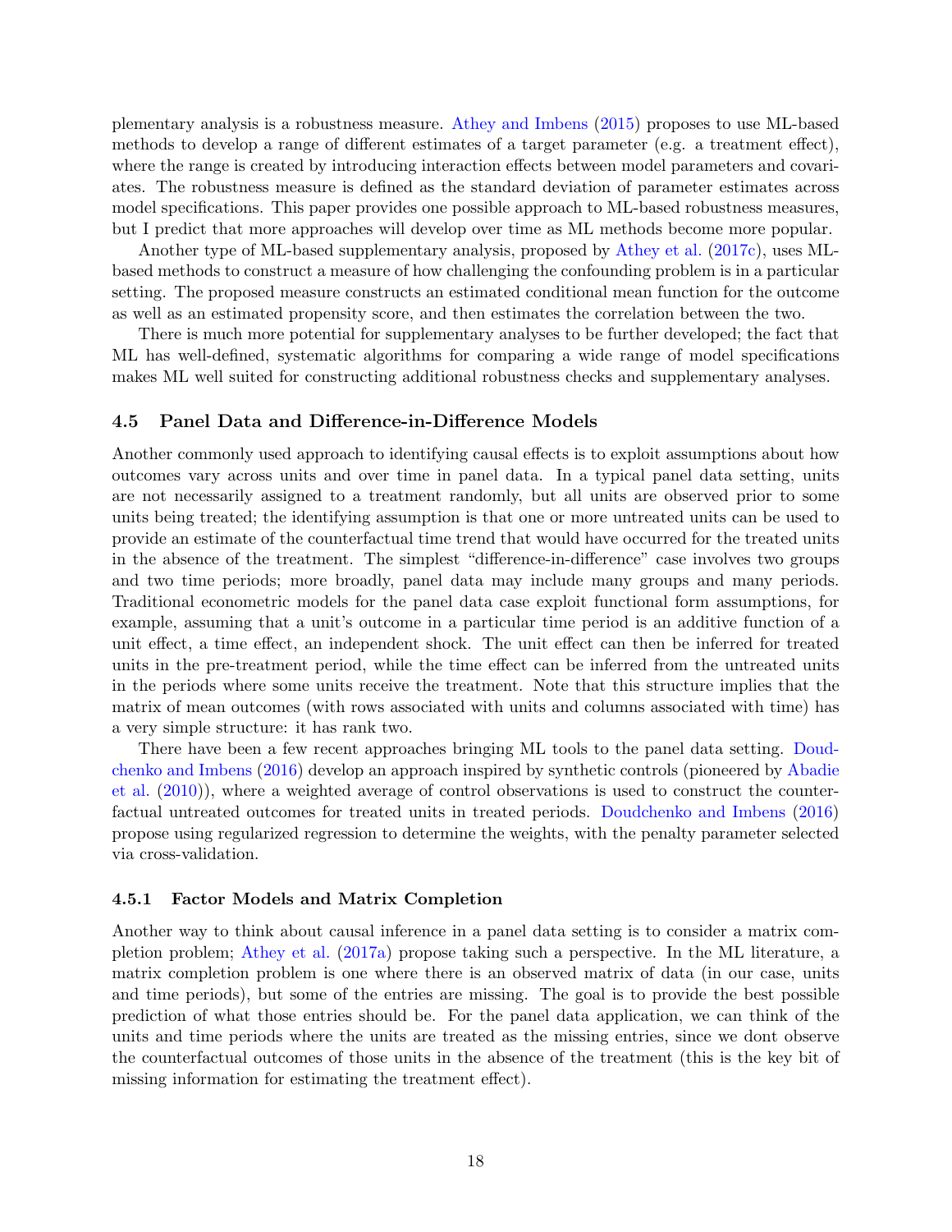plementary analysis is a robustness measure. Athey and Imbens (2015) proposes to use ML-based methods to develop a range of different estimates of a target parameter (e.g. a treatment effect), where the range is created by introducing interaction effects between model parameters and covariates. The robustness measure is defined as the standard deviation of parameter estimates across model specifications. This paper provides one possible approach to ML-based robustness measures, but I predict that more approaches will develop over time as ML methods become more popular.

Another type of ML-based supplementary analysis, proposed by Athey et al. (2017c), uses ML-based methods to construct a measure of how challenging the confounding problem is in a particular setting. The proposed measure constructs an estimated conditional mean function for the outcome as well as an estimated propensity score, and then estimates the correlation between the two.

There is much more potential for supplementary analyses to be further developed; the fact that ML has well-defined, systematic algorithms for comparing a wide range of model specifications makes ML well suited for constructing additional robustness checks and supplementary analyses.

### 4.5 Panel Data and Difference-in-Difference Models

Another commonly used approach to identifying causal effects is to exploit assumptions about how outcomes vary across units and over time in panel data. In a typical panel data setting, units are not necessarily assigned to a treatment randomly, but all units are observed prior to some units being treated; the identifying assumption is that one or more untreated units can be used to provide an estimate of the counterfactual time trend that would have occurred for the treated units in the absence of the treatment. The simplest "difference-in-difference" case involves two groups and two time periods; more broadly, panel data may include many groups and many periods. Traditional econometric models for the panel data case exploit functional form assumptions, for example, assuming that a unit's outcome in a particular time period is an additive function of a unit effect, a time effect, an independent shock. The unit effect can then be inferred for treated units in the pre-treatment period, while the time effect can be inferred from the untreated units in the periods where some units receive the treatment. Note that this structure implies that the matrix of mean outcomes (with rows associated with units and columns associated with time) has a very simple structure: it has rank two.

There have been a few recent approaches bringing ML tools to the panel data setting. Doudchenko and Imbens (2016) develop an approach inspired by synthetic controls (pioneered by Abadie et al. (2010)), where a weighted average of control observations is used to construct the counterfactual untreated outcomes for treated units in treated periods. Doudchenko and Imbens (2016) propose using regularized regression to determine the weights, with the penalty parameter selected via cross-validation.

#### 4.5.1 Factor Models and Matrix Completion

Another way to think about causal inference in a panel data setting is to consider a matrix completion problem; Athey et al. (2017a) propose taking such a perspective. In the ML literature, a matrix completion problem is one where there is an observed matrix of data (in our case, units and time periods), but some of the entries are missing. The goal is to provide the best possible prediction of what those entries should be. For the panel data application, we can think of the units and time periods where the units are treated as the missing entries, since we dont observe the counterfactual outcomes of those units in the absence of the treatment (this is the key bit of missing information for estimating the treatment effect).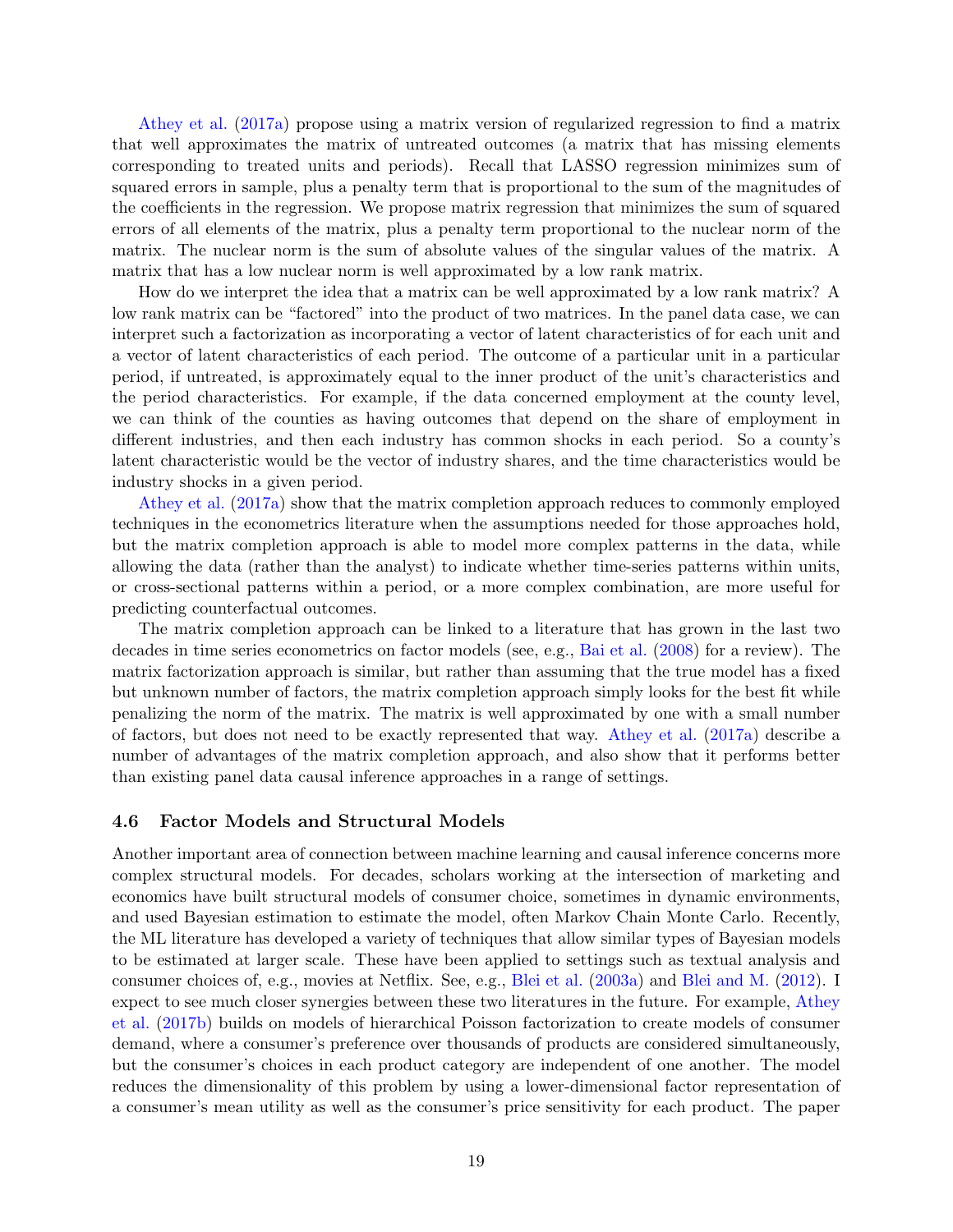Athey et al. (2017a) propose using a matrix version of regularized regression to find a matrix that well approximates the matrix of untreated outcomes (a matrix that has missing elements corresponding to treated units and periods). Recall that LASSO regression minimizes sum of squared errors in sample, plus a penalty term that is proportional to the sum of the magnitudes of the coefficients in the regression. We propose matrix regression that minimizes the sum of squared errors of all elements of the matrix, plus a penalty term proportional to the nuclear norm of the matrix. The nuclear norm is the sum of absolute values of the singular values of the matrix. A matrix that has a low nuclear norm is well approximated by a low rank matrix.

How do we interpret the idea that a matrix can be well approximated by a low rank matrix? A low rank matrix can be "factored" into the product of two matrices. In the panel data case, we can interpret such a factorization as incorporating a vector of latent characteristics of for each unit and a vector of latent characteristics of each period. The outcome of a particular unit in a particular period, if untreated, is approximately equal to the inner product of the unit's characteristics and the period characteristics. For example, if the data concerned employment at the county level, we can think of the counties as having outcomes that depend on the share of employment in different industries, and then each industry has common shocks in each period. So a county's latent characteristic would be the vector of industry shares, and the time characteristics would be industry shocks in a given period.

Athey et al. (2017a) show that the matrix completion approach reduces to commonly employed techniques in the econometrics literature when the assumptions needed for those approaches hold, but the matrix completion approach is able to model more complex patterns in the data, while allowing the data (rather than the analyst) to indicate whether time-series patterns within units, or cross-sectional patterns within a period, or a more complex combination, are more useful for predicting counterfactual outcomes.

The matrix completion approach can be linked to a literature that has grown in the last two decades in time series econometrics on factor models (see, e.g., Bai et al. (2008) for a review). The matrix factorization approach is similar, but rather than assuming that the true model has a fixed but unknown number of factors, the matrix completion approach simply looks for the best fit while penalizing the norm of the matrix. The matrix is well approximated by one with a small number of factors, but does not need to be exactly represented that way. Athey et al. (2017a) describe a number of advantages of the matrix completion approach, and also show that it performs better than existing panel data causal inference approaches in a range of settings.

### 4.6 Factor Models and Structural Models

Another important area of connection between machine learning and causal inference concerns more complex structural models. For decades, scholars working at the intersection of marketing and economics have built structural models of consumer choice, sometimes in dynamic environments, and used Bayesian estimation to estimate the model, often Markov Chain Monte Carlo. Recently, the ML literature has developed a variety of techniques that allow similar types of Bayesian models to be estimated at larger scale. These have been applied to settings such as textual analysis and consumer choices of, e.g., movies at Netflix. See, e.g., Blei et al. (2003a) and Blei and M. (2012). I expect to see much closer synergies between these two literatures in the future. For example, Athey et al. (2017b) builds on models of hierarchical Poisson factorization to create models of consumer demand, where a consumer's preference over thousands of products are considered simultaneously, but the consumer's choices in each product category are independent of one another. The model reduces the dimensionality of this problem by using a lower-dimensional factor representation of a consumer's mean utility as well as the consumer's price sensitivity for each product. The paper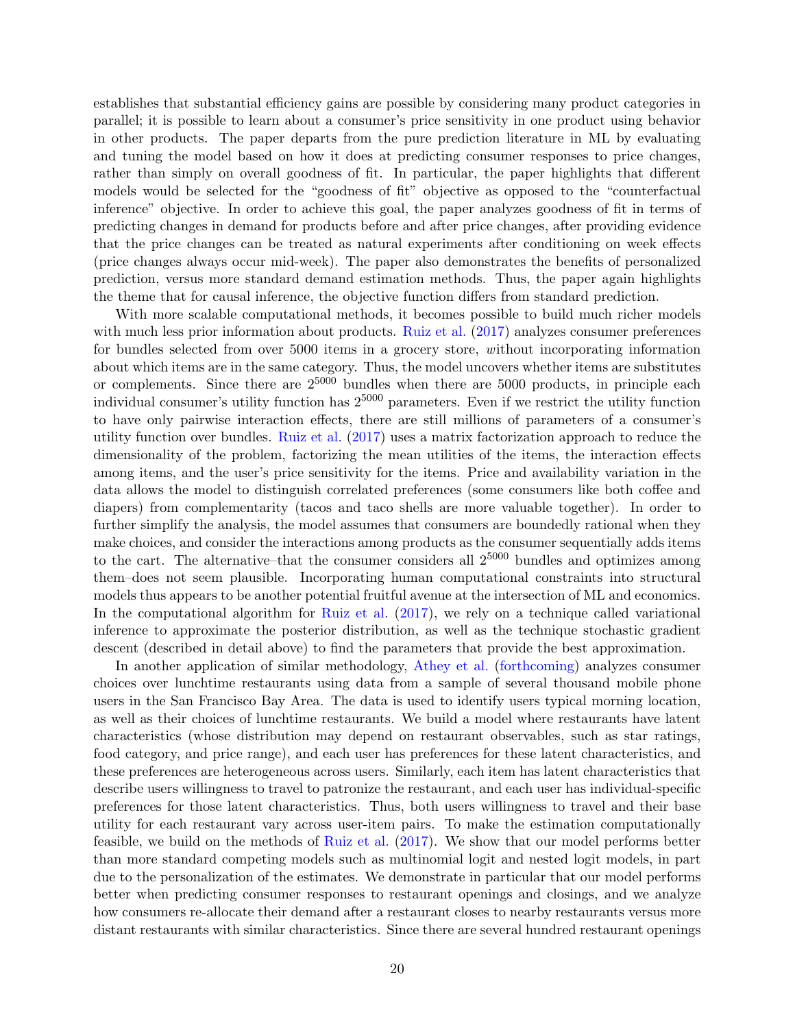establishes that substantial efficiency gains are possible by considering many product categories in parallel; it is possible to learn about a consumer's price sensitivity in one product using behavior in other products. The paper departs from the pure prediction literature in ML by evaluating and tuning the model based on how it does at predicting consumer responses to price changes, rather than simply on overall goodness of fit. In particular, the paper highlights that different models would be selected for the "goodness of fit" objective as opposed to the "counterfactual inference" objective. In order to achieve this goal, the paper analyzes goodness of fit in terms of predicting changes in demand for products before and after price changes, after providing evidence that the price changes can be treated as natural experiments after conditioning on week effects (price changes always occur mid-week). The paper also demonstrates the benefits of personalized prediction, versus more standard demand estimation methods. Thus, the paper again highlights the theme that for causal inference, the objective function differs from standard prediction.

With more scalable computational methods, it becomes possible to build much richer models with much less prior information about products. Ruiz et al. (2017) analyzes consumer preferences for bundles selected from over 5000 items in a grocery store, *w*ithout incorporating information about which items are in the same category. Thus, the model uncovers whether items are substitutes or complements. Since there are $2^{5000}$ bundles when there are 5000 products, in principle each individual consumer's utility function has $2^{5000}$ parameters. Even if we restrict the utility function to have only pairwise interaction effects, there are still millions of parameters of a consumer's utility function over bundles. Ruiz et al. (2017) uses a matrix factorization approach to reduce the dimensionality of the problem, factorizing the mean utilities of the items, the interaction effects among items, and the user's price sensitivity for the items. Price and availability variation in the data allows the model to distinguish correlated preferences (some consumers like both coffee and diapers) from complementarity (tacos and taco shells are more valuable together). In order to further simplify the analysis, the model assumes that consumers are boundedly rational when they make choices, and consider the interactions among products as the consumer sequentially adds items to the cart. The alternative–that the consumer considers all $2^{5000}$ bundles and optimizes among them–does not seem plausible. Incorporating human computational constraints into structural models thus appears to be another potential fruitful avenue at the intersection of ML and economics. In the computational algorithm for Ruiz et al. (2017), we rely on a technique called variational inference to approximate the posterior distribution, as well as the technique stochastic gradient descent (described in detail above) to find the parameters that provide the best approximation.

In another application of similar methodology, Athey et al. (forthcoming) analyzes consumer choices over lunchtime restaurants using data from a sample of several thousand mobile phone users in the San Francisco Bay Area. The data is used to identify users typical morning location, as well as their choices of lunchtime restaurants. We build a model where restaurants have latent characteristics (whose distribution may depend on restaurant observables, such as star ratings, food category, and price range), and each user has preferences for these latent characteristics, and these preferences are heterogeneous across users. Similarly, each item has latent characteristics that describe users willingness to travel to patronize the restaurant, and each user has individual-specific preferences for those latent characteristics. Thus, both users willingness to travel and their base utility for each restaurant vary across user-item pairs. To make the estimation computationally feasible, we build on the methods of Ruiz et al. (2017). We show that our model performs better than more standard competing models such as multinomial logit and nested logit models, in part due to the personalization of the estimates. We demonstrate in particular that our model performs better when predicting consumer responses to restaurant openings and closings, and we analyze how consumers re-allocate their demand after a restaurant closes to nearby restaurants versus more distant restaurants with similar characteristics. Since there are several hundred restaurant openings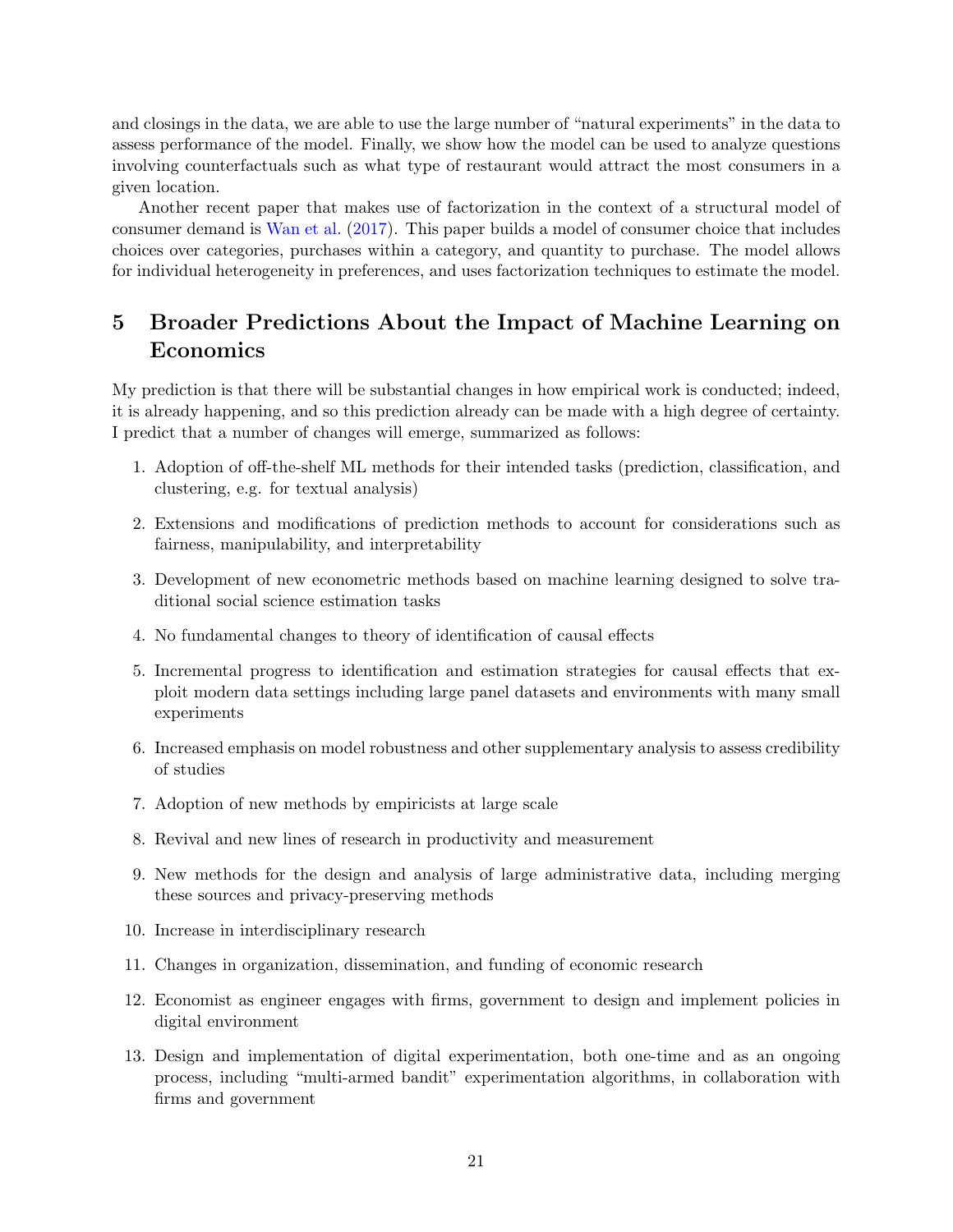and closings in the data, we are able to use the large number of "natural experiments" in the data to assess performance of the model. Finally, we show how the model can be used to analyze questions involving counterfactuals such as what type of restaurant would attract the most consumers in a given location.

Another recent paper that makes use of factorization in the context of a structural model of consumer demand is Wan et al. (2017). This paper builds a model of consumer choice that includes choices over categories, purchases within a category, and quantity to purchase. The model allows for individual heterogeneity in preferences, and uses factorization techniques to estimate the model.

## 5 Broader Predictions About the Impact of Machine Learning on Economics

My prediction is that there will be substantial changes in how empirical work is conducted; indeed, it is already happening, and so this prediction already can be made with a high degree of certainty. I predict that a number of changes will emerge, summarized as follows:

1. Adoption of off-the-shelf ML methods for their intended tasks (prediction, classification, and clustering, e.g. for textual analysis)
2. Extensions and modifications of prediction methods to account for considerations such as fairness, manipulability, and interpretability
3. Development of new econometric methods based on machine learning designed to solve traditional social science estimation tasks
4. No fundamental changes to theory of identification of causal effects
5. Incremental progress to identification and estimation strategies for causal effects that exploit modern data settings including large panel datasets and environments with many small experiments
6. Increased emphasis on model robustness and other supplementary analysis to assess credibility of studies
7. Adoption of new methods by empiricists at large scale
8. Revival and new lines of research in productivity and measurement
9. New methods for the design and analysis of large administrative data, including merging these sources and privacy-preserving methods
10. Increase in interdisciplinary research
11. Changes in organization, dissemination, and funding of economic research
12. Economist as engineer engages with firms, government to design and implement policies in digital environment
13. Design and implementation of digital experimentation, both one-time and as an ongoing process, including "multi-armed bandit" experimentation algorithms, in collaboration with firms and government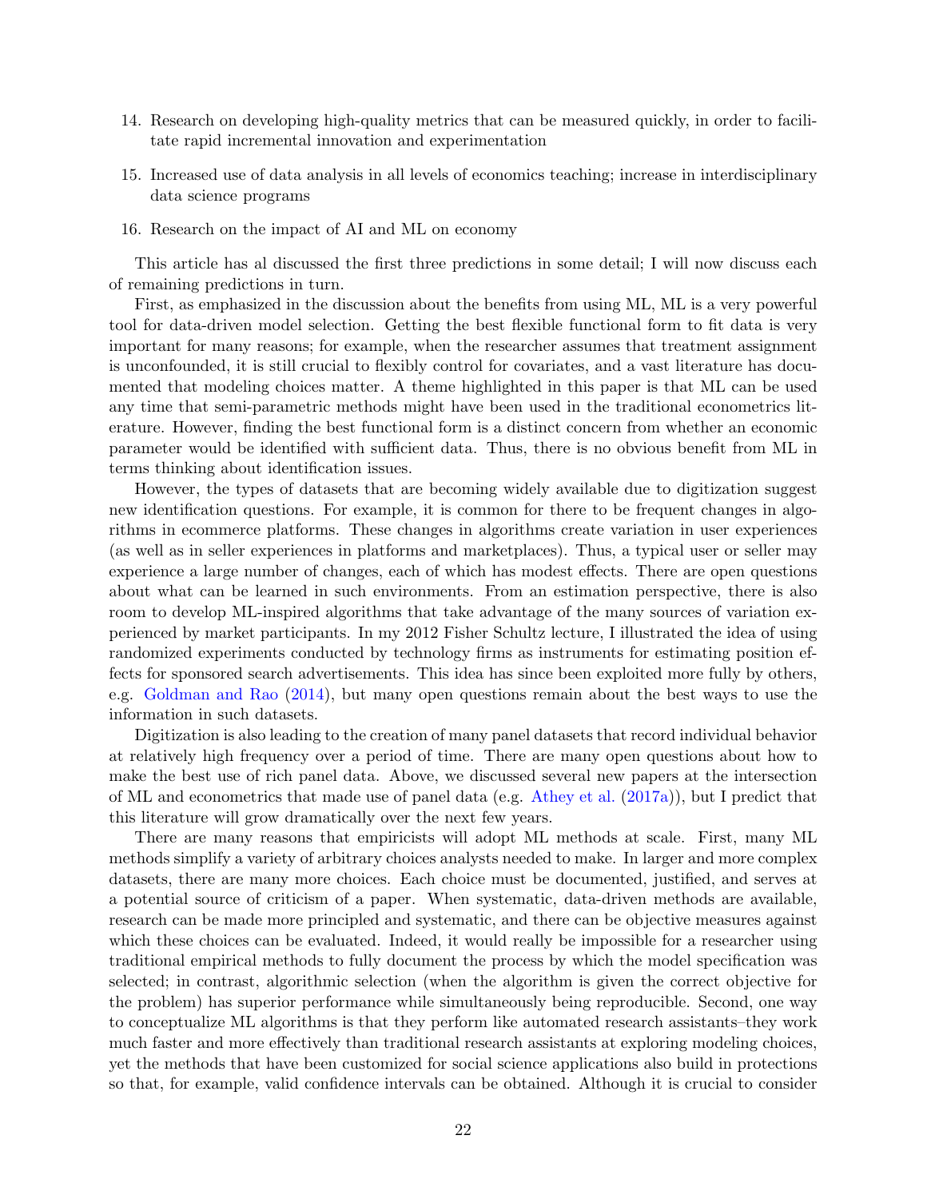14. Research on developing high-quality metrics that can be measured quickly, in order to facilitate rapid incremental innovation and experimentation

15. Increased use of data analysis in all levels of economics teaching; increase in interdisciplinary data science programs

16. Research on the impact of AI and ML on economy

This article has al discussed the first three predictions in some detail; I will now discuss each of remaining predictions in turn.

First, as emphasized in the discussion about the benefits from using ML, ML is a very powerful tool for data-driven model selection. Getting the best flexible functional form to fit data is very important for many reasons; for example, when the researcher assumes that treatment assignment is unconfounded, it is still crucial to flexibly control for covariates, and a vast literature has documented that modeling choices matter. A theme highlighted in this paper is that ML can be used any time that semi-parametric methods might have been used in the traditional econometrics literature. However, finding the best functional form is a distinct concern from whether an economic parameter would be identified with sufficient data. Thus, there is no obvious benefit from ML in terms thinking about identification issues.

However, the types of datasets that are becoming widely available due to digitization suggest new identification questions. For example, it is common for there to be frequent changes in algorithms in ecommerce platforms. These changes in algorithms create variation in user experiences (as well as in seller experiences in platforms and marketplaces). Thus, a typical user or seller may experience a large number of changes, each of which has modest effects. There are open questions about what can be learned in such environments. From an estimation perspective, there is also room to develop ML-inspired algorithms that take advantage of the many sources of variation experienced by market participants. In my 2012 Fisher Schultz lecture, I illustrated the idea of using randomized experiments conducted by technology firms as instruments for estimating position effects for sponsored search advertisements. This idea has since been exploited more fully by others, e.g. Goldman and Rao (2014), but many open questions remain about the best ways to use the information in such datasets.

Digitization is also leading to the creation of many panel datasets that record individual behavior at relatively high frequency over a period of time. There are many open questions about how to make the best use of rich panel data. Above, we discussed several new papers at the intersection of ML and econometrics that made use of panel data (e.g. Athey et al. (2017a)), but I predict that this literature will grow dramatically over the next few years.

There are many reasons that empiricists will adopt ML methods at scale. First, many ML methods simplify a variety of arbitrary choices analysts needed to make. In larger and more complex datasets, there are many more choices. Each choice must be documented, justified, and serves at a potential source of criticism of a paper. When systematic, data-driven methods are available, research can be made more principled and systematic, and there can be objective measures against which these choices can be evaluated. Indeed, it would really be impossible for a researcher using traditional empirical methods to fully document the process by which the model specification was selected; in contrast, algorithmic selection (when the algorithm is given the correct objective for the problem) has superior performance while simultaneously being reproducible. Second, one way to conceptualize ML algorithms is that they perform like automated research assistants–they work much faster and more effectively than traditional research assistants at exploring modeling choices, yet the methods that have been customized for social science applications also build in protections so that, for example, valid confidence intervals can be obtained. Although it is crucial to consider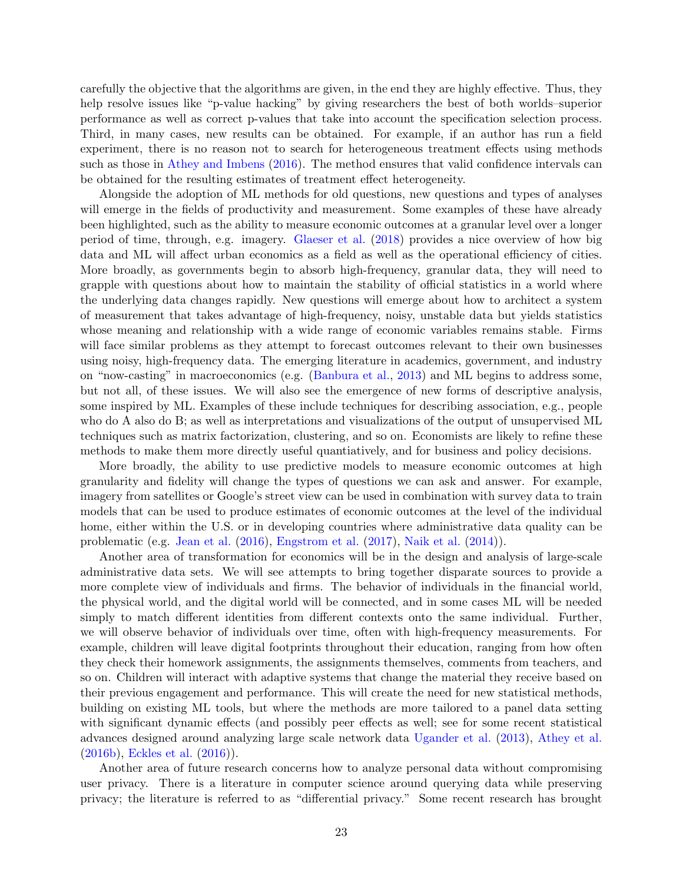carefully the objective that the algorithms are given, in the end they are highly effective. Thus, they help resolve issues like "p-value hacking" by giving researchers the best of both worlds–superior performance as well as correct p-values that take into account the specification selection process. Third, in many cases, new results can be obtained. For example, if an author has run a field experiment, there is no reason not to search for heterogeneous treatment effects using methods such as those in Athey and Imbens (2016). The method ensures that valid confidence intervals can be obtained for the resulting estimates of treatment effect heterogeneity.

Alongside the adoption of ML methods for old questions, new questions and types of analyses will emerge in the fields of productivity and measurement. Some examples of these have already been highlighted, such as the ability to measure economic outcomes at a granular level over a longer period of time, through, e.g. imagery. Glaeser et al. (2018) provides a nice overview of how big data and ML will affect urban economics as a field as well as the operational efficiency of cities. More broadly, as governments begin to absorb high-frequency, granular data, they will need to grapple with questions about how to maintain the stability of official statistics in a world where the underlying data changes rapidly. New questions will emerge about how to architect a system of measurement that takes advantage of high-frequency, noisy, unstable data but yields statistics whose meaning and relationship with a wide range of economic variables remains stable. Firms will face similar problems as they attempt to forecast outcomes relevant to their own businesses using noisy, high-frequency data. The emerging literature in academics, government, and industry on "now-casting" in macroeconomics (e.g. (Banbura et al., 2013) and ML begins to address some, but not all, of these issues. We will also see the emergence of new forms of descriptive analysis, some inspired by ML. Examples of these include techniques for describing association, e.g., people who do A also do B; as well as interpretations and visualizations of the output of unsupervised ML techniques such as matrix factorization, clustering, and so on. Economists are likely to refine these methods to make them more directly useful quantiatively, and for business and policy decisions.

More broadly, the ability to use predictive models to measure economic outcomes at high granularity and fidelity will change the types of questions we can ask and answer. For example, imagery from satellites or Google's street view can be used in combination with survey data to train models that can be used to produce estimates of economic outcomes at the level of the individual home, either within the U.S. or in developing countries where administrative data quality can be problematic (e.g. Jean et al. (2016), Engstrom et al. (2017), Naik et al. (2014)).

Another area of transformation for economics will be in the design and analysis of large-scale administrative data sets. We will see attempts to bring together disparate sources to provide a more complete view of individuals and firms. The behavior of individuals in the financial world, the physical world, and the digital world will be connected, and in some cases ML will be needed simply to match different identities from different contexts onto the same individual. Further, we will observe behavior of individuals over time, often with high-frequency measurements. For example, children will leave digital footprints throughout their education, ranging from how often they check their homework assignments, the assignments themselves, comments from teachers, and so on. Children will interact with adaptive systems that change the material they receive based on their previous engagement and performance. This will create the need for new statistical methods, building on existing ML tools, but where the methods are more tailored to a panel data setting with significant dynamic effects (and possibly peer effects as well; see for some recent statistical advances designed around analyzing large scale network data Ugander et al. (2013), Athey et al. (2016b), Eckles et al. (2016)).

Another area of future research concerns how to analyze personal data without compromising user privacy. There is a literature in computer science around querying data while preserving privacy; the literature is referred to as "differential privacy." Some recent research has brought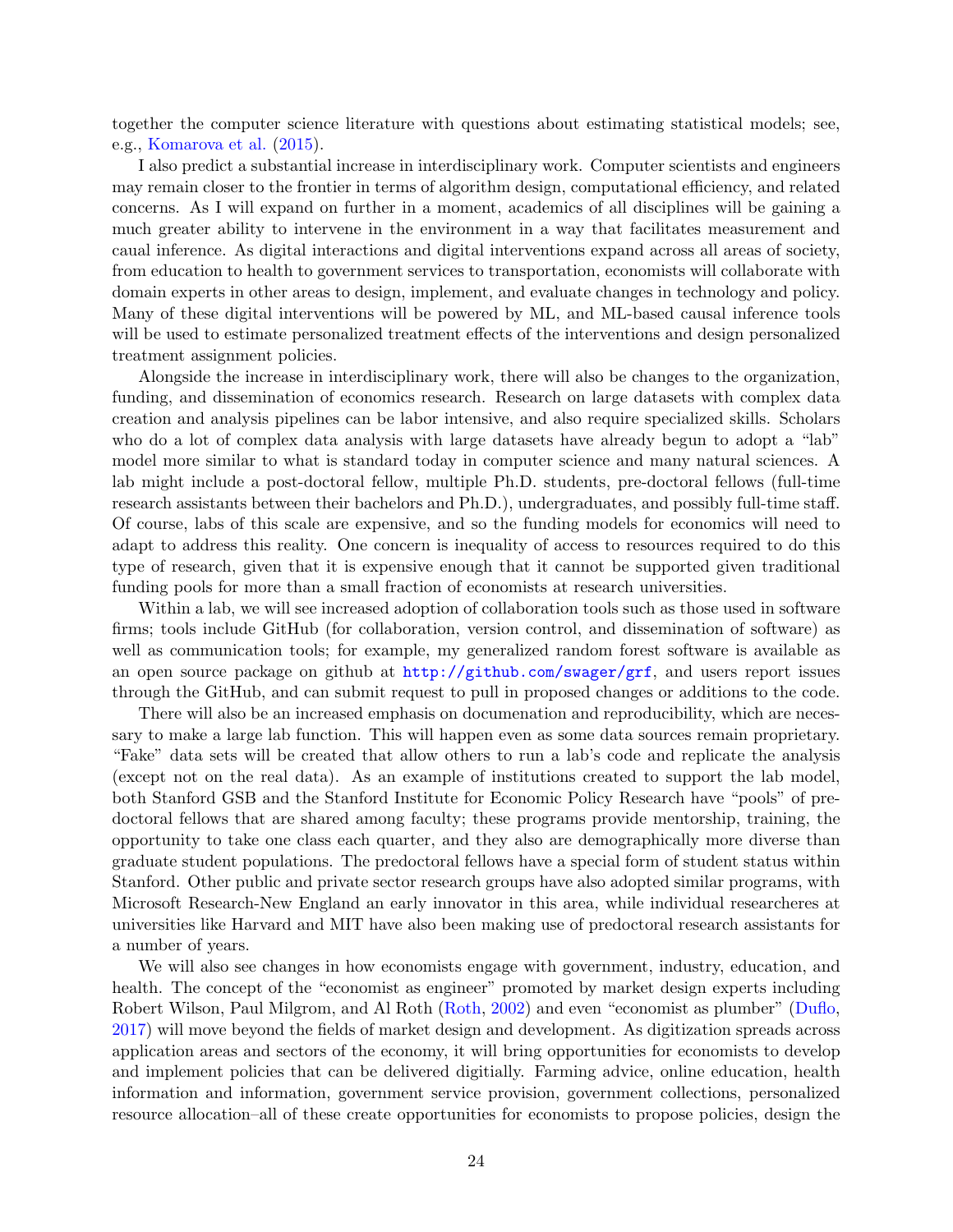together the computer science literature with questions about estimating statistical models; see, e.g., Komarova et al. (2015).

I also predict a substantial increase in interdisciplinary work. Computer scientists and engineers may remain closer to the frontier in terms of algorithm design, computational efficiency, and related concerns. As I will expand on further in a moment, academics of all disciplines will be gaining a much greater ability to intervene in the environment in a way that facilitates measurement and caual inference. As digital interactions and digital interventions expand across all areas of society, from education to health to government services to transportation, economists will collaborate with domain experts in other areas to design, implement, and evaluate changes in technology and policy. Many of these digital interventions will be powered by ML, and ML-based causal inference tools will be used to estimate personalized treatment effects of the interventions and design personalized treatment assignment policies.

Alongside the increase in interdisciplinary work, there will also be changes to the organization, funding, and dissemination of economics research. Research on large datasets with complex data creation and analysis pipelines can be labor intensive, and also require specialized skills. Scholars who do a lot of complex data analysis with large datasets have already begun to adopt a "lab" model more similar to what is standard today in computer science and many natural sciences. A lab might include a post-doctoral fellow, multiple Ph.D. students, pre-doctoral fellows (full-time research assistants between their bachelors and Ph.D.), undergraduates, and possibly full-time staff. Of course, labs of this scale are expensive, and so the funding models for economics will need to adapt to address this reality. One concern is inequality of access to resources required to do this type of research, given that it is expensive enough that it cannot be supported given traditional funding pools for more than a small fraction of economists at research universities.

Within a lab, we will see increased adoption of collaboration tools such as those used in software firms; tools include GitHub (for collaboration, version control, and dissemination of software) as well as communication tools; for example, my generalized random forest software is available as an open source package on github at `http://github.com/swager/grf`, and users report issues through the GitHub, and can submit request to pull in proposed changes or additions to the code.

There will also be an increased emphasis on documenation and reproducibility, which are necessary to make a large lab function. This will happen even as some data sources remain proprietary. "Fake" data sets will be created that allow others to run a lab's code and replicate the analysis (except not on the real data). As an example of institutions created to support the lab model, both Stanford GSB and the Stanford Institute for Economic Policy Research have "pools" of predoctoral fellows that are shared among faculty; these programs provide mentorship, training, the opportunity to take one class each quarter, and they also are demographically more diverse than graduate student populations. The predoctoral fellows have a special form of student status within Stanford. Other public and private sector research groups have also adopted similar programs, with Microsoft Research-New England an early innovator in this area, while individual researcheres at universities like Harvard and MIT have also been making use of predoctoral research assistants for a number of years.

We will also see changes in how economists engage with government, industry, education, and health. The concept of the "economist as engineer" promoted by market design experts including Robert Wilson, Paul Milgrom, and Al Roth (Roth, 2002) and even "economist as plumber" (Duflo, 2017) will move beyond the fields of market design and development. As digitization spreads across application areas and sectors of the economy, it will bring opportunities for economists to develop and implement policies that can be delivered digitially. Farming advice, online education, health information and information, government service provision, government collections, personalized resource allocation–all of these create opportunities for economists to propose policies, design the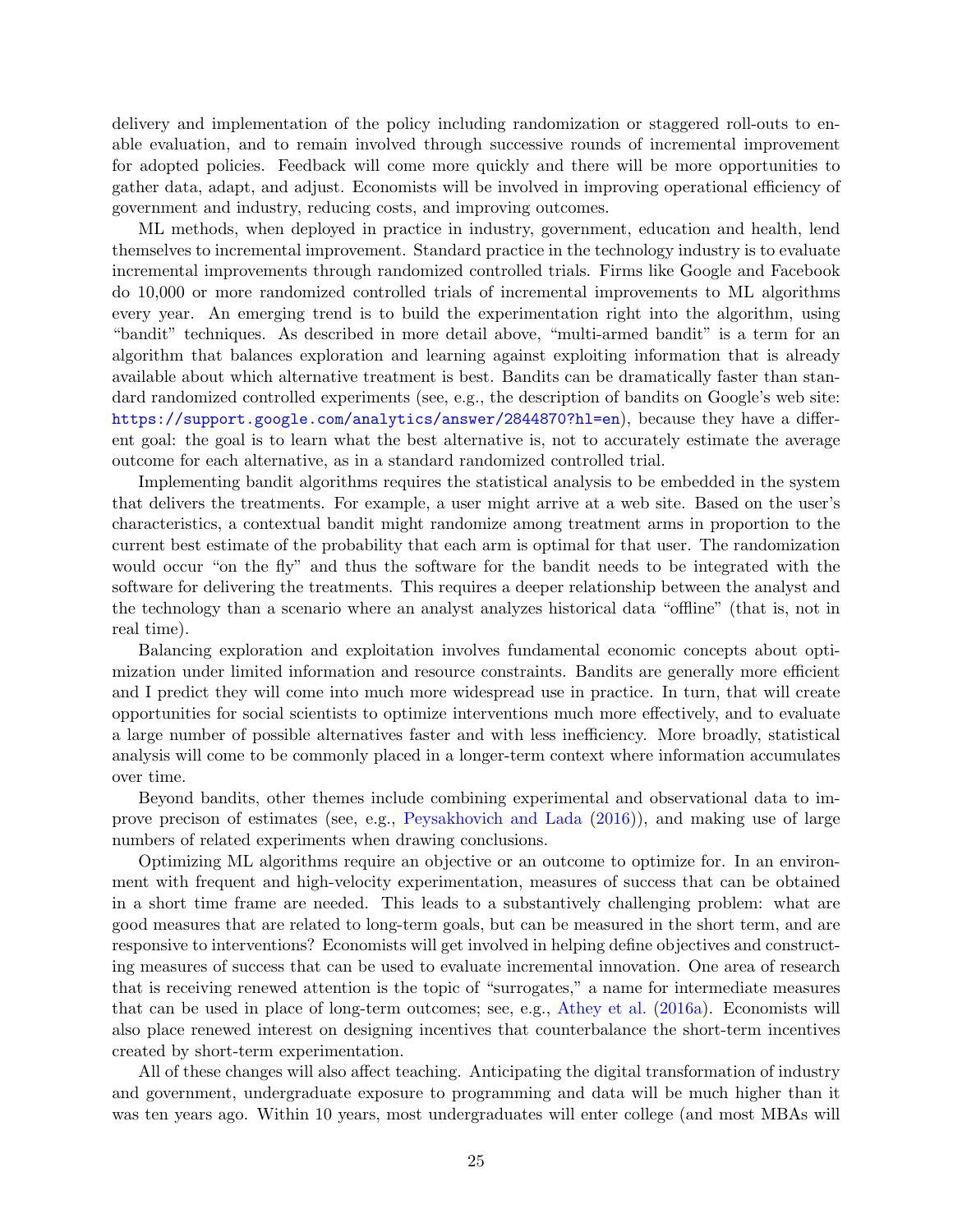delivery and implementation of the policy including randomization or staggered roll-outs to enable evaluation, and to remain involved through successive rounds of incremental improvement for adopted policies. Feedback will come more quickly and there will be more opportunities to gather data, adapt, and adjust. Economists will be involved in improving operational efficiency of government and industry, reducing costs, and improving outcomes.

ML methods, when deployed in practice in industry, government, education and health, lend themselves to incremental improvement. Standard practice in the technology industry is to evaluate incremental improvements through randomized controlled trials. Firms like Google and Facebook do 10,000 or more randomized controlled trials of incremental improvements to ML algorithms every year. An emerging trend is to build the experimentation right into the algorithm, using "bandit" techniques. As described in more detail above, "multi-armed bandit" is a term for an algorithm that balances exploration and learning against exploiting information that is already available about which alternative treatment is best. Bandits can be dramatically faster than standard randomized controlled experiments (see, e.g., the description of bandits on Google's web site: https://support.google.com/analytics/answer/2844870?hl=en), because they have a different goal: the goal is to learn what the best alternative is, not to accurately estimate the average outcome for each alternative, as in a standard randomized controlled trial.

Implementing bandit algorithms requires the statistical analysis to be embedded in the system that delivers the treatments. For example, a user might arrive at a web site. Based on the user's characteristics, a contextual bandit might randomize among treatment arms in proportion to the current best estimate of the probability that each arm is optimal for that user. The randomization would occur "on the fly" and thus the software for the bandit needs to be integrated with the software for delivering the treatments. This requires a deeper relationship between the analyst and the technology than a scenario where an analyst analyzes historical data "offline" (that is, not in real time).

Balancing exploration and exploitation involves fundamental economic concepts about optimization under limited information and resource constraints. Bandits are generally more efficient and I predict they will come into much more widespread use in practice. In turn, that will create opportunities for social scientists to optimize interventions much more effectively, and to evaluate a large number of possible alternatives faster and with less inefficiency. More broadly, statistical analysis will come to be commonly placed in a longer-term context where information accumulates over time.

Beyond bandits, other themes include combining experimental and observational data to improve precison of estimates (see, e.g., Peysakhovich and Lada (2016)), and making use of large numbers of related experiments when drawing conclusions.

Optimizing ML algorithms require an objective or an outcome to optimize for. In an environment with frequent and high-velocity experimentation, measures of success that can be obtained in a short time frame are needed. This leads to a substantively challenging problem: what are good measures that are related to long-term goals, but can be measured in the short term, and are responsive to interventions? Economists will get involved in helping define objectives and constructing measures of success that can be used to evaluate incremental innovation. One area of research that is receiving renewed attention is the topic of "surrogates," a name for intermediate measures that can be used in place of long-term outcomes; see, e.g., Athey et al. (2016a). Economists will also place renewed interest on designing incentives that counterbalance the short-term incentives created by short-term experimentation.

All of these changes will also affect teaching. Anticipating the digital transformation of industry and government, undergraduate exposure to programming and data will be much higher than it was ten years ago. Within 10 years, most undergraduates will enter college (and most MBAs will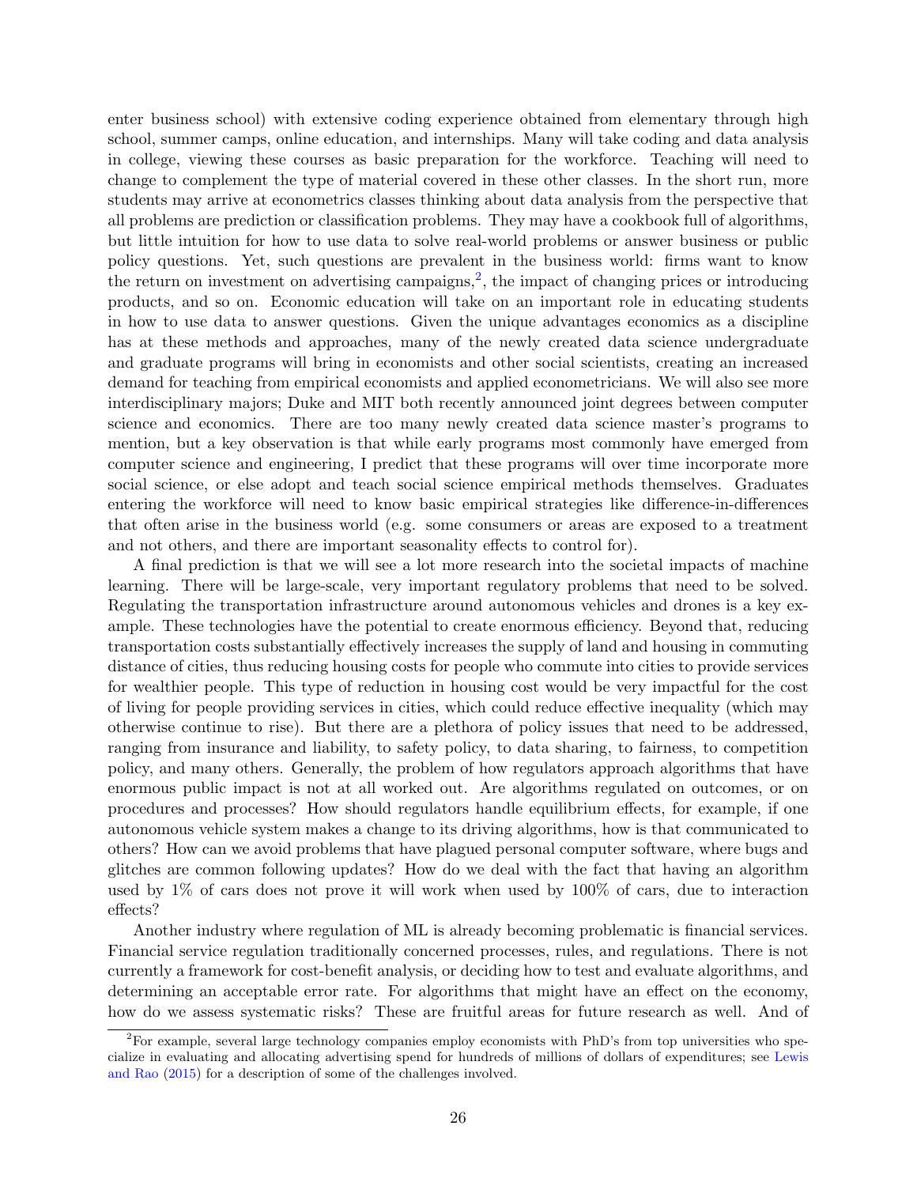enter business school) with extensive coding experience obtained from elementary through high school, summer camps, online education, and internships. Many will take coding and data analysis in college, viewing these courses as basic preparation for the workforce. Teaching will need to change to complement the type of material covered in these other classes. In the short run, more students may arrive at econometrics classes thinking about data analysis from the perspective that all problems are prediction or classification problems. They may have a cookbook full of algorithms, but little intuition for how to use data to solve real-world problems or answer business or public policy questions. Yet, such questions are prevalent in the business world: firms want to know the return on investment on advertising campaigns,[2], the impact of changing prices or introducing products, and so on. Economic education will take on an important role in educating students in how to use data to answer questions. Given the unique advantages economics as a discipline has at these methods and approaches, many of the newly created data science undergraduate and graduate programs will bring in economists and other social scientists, creating an increased demand for teaching from empirical economists and applied econometricians. We will also see more interdisciplinary majors; Duke and MIT both recently announced joint degrees between computer science and economics. There are too many newly created data science master's programs to mention, but a key observation is that while early programs most commonly have emerged from computer science and engineering, I predict that these programs will over time incorporate more social science, or else adopt and teach social science empirical methods themselves. Graduates entering the workforce will need to know basic empirical strategies like difference-in-differences that often arise in the business world (e.g. some consumers or areas are exposed to a treatment and not others, and there are important seasonality effects to control for).

A final prediction is that we will see a lot more research into the societal impacts of machine learning. There will be large-scale, very important regulatory problems that need to be solved. Regulating the transportation infrastructure around autonomous vehicles and drones is a key example. These technologies have the potential to create enormous efficiency. Beyond that, reducing transportation costs substantially effectively increases the supply of land and housing in commuting distance of cities, thus reducing housing costs for people who commute into cities to provide services for wealthier people. This type of reduction in housing cost would be very impactful for the cost of living for people providing services in cities, which could reduce effective inequality (which may otherwise continue to rise). But there are a plethora of policy issues that need to be addressed, ranging from insurance and liability, to safety policy, to data sharing, to fairness, to competition policy, and many others. Generally, the problem of how regulators approach algorithms that have enormous public impact is not at all worked out. Are algorithms regulated on outcomes, or on procedures and processes? How should regulators handle equilibrium effects, for example, if one autonomous vehicle system makes a change to its driving algorithms, how is that communicated to others? How can we avoid problems that have plagued personal computer software, where bugs and glitches are common following updates? How do we deal with the fact that having an algorithm used by 1% of cars does not prove it will work when used by 100% of cars, due to interaction effects?

Another industry where regulation of ML is already becoming problematic is financial services. Financial service regulation traditionally concerned processes, rules, and regulations. There is not currently a framework for cost-benefit analysis, or deciding how to test and evaluate algorithms, and determining an acceptable error rate. For algorithms that might have an effect on the economy, how do we assess systematic risks? These are fruitful areas for future research as well. And of

[2]For example, several large technology companies employ economists with PhD's from top universities who specialize in evaluating and allocating advertising spend for hundreds of millions of dollars of expenditures; see Lewis and Rao (2015) for a description of some of the challenges involved.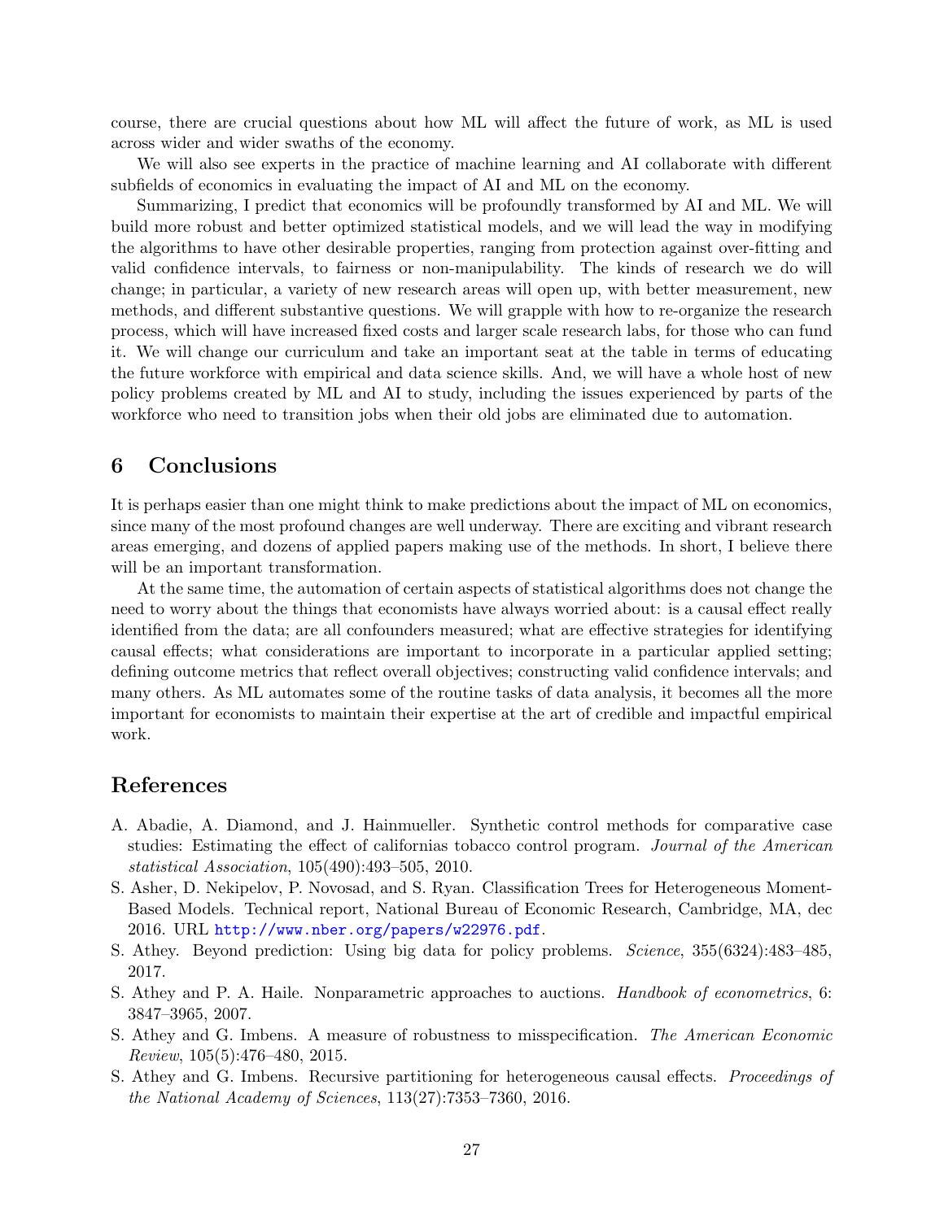course, there are crucial questions about how ML will affect the future of work, as ML is used across wider and wider swaths of the economy.

We will also see experts in the practice of machine learning and AI collaborate with different subfields of economics in evaluating the impact of AI and ML on the economy.

Summarizing, I predict that economics will be profoundly transformed by AI and ML. We will build more robust and better optimized statistical models, and we will lead the way in modifying the algorithms to have other desirable properties, ranging from protection against over-fitting and valid confidence intervals, to fairness or non-manipulability. The kinds of research we do will change; in particular, a variety of new research areas will open up, with better measurement, new methods, and different substantive questions. We will grapple with how to re-organize the research process, which will have increased fixed costs and larger scale research labs, for those who can fund it. We will change our curriculum and take an important seat at the table in terms of educating the future workforce with empirical and data science skills. And, we will have a whole host of new policy problems created by ML and AI to study, including the issues experienced by parts of the workforce who need to transition jobs when their old jobs are eliminated due to automation.

## 6 Conclusions

It is perhaps easier than one might think to make predictions about the impact of ML on economics, since many of the most profound changes are well underway. There are exciting and vibrant research areas emerging, and dozens of applied papers making use of the methods. In short, I believe there will be an important transformation.

At the same time, the automation of certain aspects of statistical algorithms does not change the need to worry about the things that economists have always worried about: is a causal effect really identified from the data; are all confounders measured; what are effective strategies for identifying causal effects; what considerations are important to incorporate in a particular applied setting; defining outcome metrics that reflect overall objectives; constructing valid confidence intervals; and many others. As ML automates some of the routine tasks of data analysis, it becomes all the more important for economists to maintain their expertise at the art of credible and impactful empirical work.

## References

A. Abadie, A. Diamond, and J. Hainmueller. Synthetic control methods for comparative case studies: Estimating the effect of californias tobacco control program. *Journal of the American statistical Association*, 105(490):493–505, 2010.

S. Asher, D. Nekipelov, P. Novosad, and S. Ryan. Classification Trees for Heterogeneous Moment-Based Models. Technical report, National Bureau of Economic Research, Cambridge, MA, dec 2016. URL http://www.nber.org/papers/w22976.pdf.

S. Athey. Beyond prediction: Using big data for policy problems. *Science*, 355(6324):483–485, 2017.

S. Athey and P. A. Haile. Nonparametric approaches to auctions. *Handbook of econometrics*, 6: 3847–3965, 2007.

S. Athey and G. Imbens. A measure of robustness to misspecification. *The American Economic Review*, 105(5):476–480, 2015.

S. Athey and G. Imbens. Recursive partitioning for heterogeneous causal effects. *Proceedings of the National Academy of Sciences*, 113(27):7353–7360, 2016.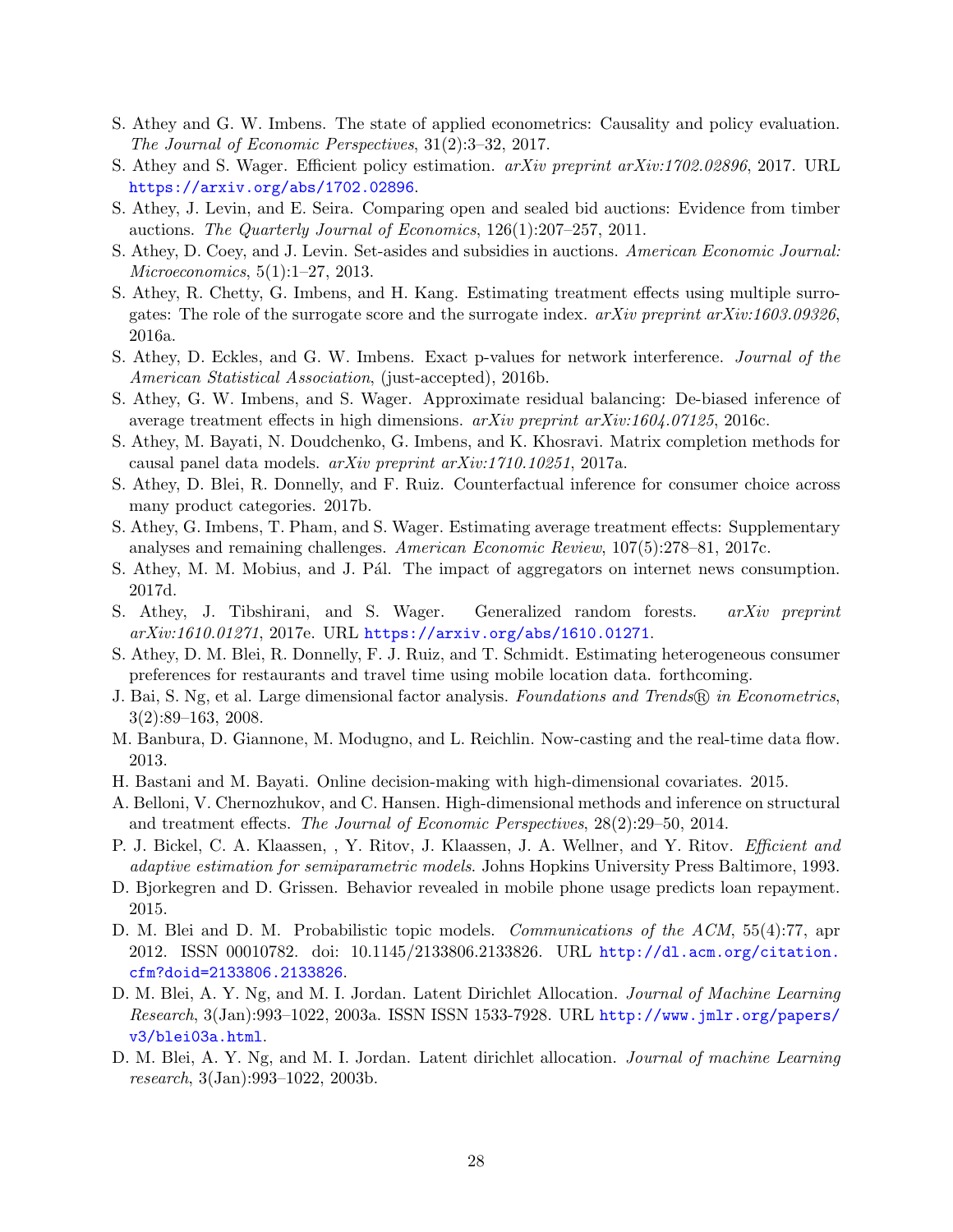S. Athey and G. W. Imbens. The state of applied econometrics: Causality and policy evaluation. *The Journal of Economic Perspectives*, 31(2):3–32, 2017.

S. Athey and S. Wager. Efficient policy estimation. *arXiv preprint arXiv:1702.02896*, 2017. URL https://arxiv.org/abs/1702.02896.

S. Athey, J. Levin, and E. Seira. Comparing open and sealed bid auctions: Evidence from timber auctions. *The Quarterly Journal of Economics*, 126(1):207–257, 2011.

S. Athey, D. Coey, and J. Levin. Set-asides and subsidies in auctions. *American Economic Journal: Microeconomics*, 5(1):1–27, 2013.

S. Athey, R. Chetty, G. Imbens, and H. Kang. Estimating treatment effects using multiple surrogates: The role of the surrogate score and the surrogate index. *arXiv preprint arXiv:1603.09326*, 2016a.

S. Athey, D. Eckles, and G. W. Imbens. Exact p-values for network interference. *Journal of the American Statistical Association*, (just-accepted), 2016b.

S. Athey, G. W. Imbens, and S. Wager. Approximate residual balancing: De-biased inference of average treatment effects in high dimensions. *arXiv preprint arXiv:1604.07125*, 2016c.

S. Athey, M. Bayati, N. Doudchenko, G. Imbens, and K. Khosravi. Matrix completion methods for causal panel data models. *arXiv preprint arXiv:1710.10251*, 2017a.

S. Athey, D. Blei, R. Donnelly, and F. Ruiz. Counterfactual inference for consumer choice across many product categories. 2017b.

S. Athey, G. Imbens, T. Pham, and S. Wager. Estimating average treatment effects: Supplementary analyses and remaining challenges. *American Economic Review*, 107(5):278–81, 2017c.

S. Athey, M. M. Mobius, and J. Pál. The impact of aggregators on internet news consumption. 2017d.

S. Athey, J. Tibshirani, and S. Wager. Generalized random forests. *arXiv preprint arXiv:1610.01271*, 2017e. URL https://arxiv.org/abs/1610.01271.

S. Athey, D. M. Blei, R. Donnelly, F. J. Ruiz, and T. Schmidt. Estimating heterogeneous consumer preferences for restaurants and travel time using mobile location data. forthcoming.

J. Bai, S. Ng, et al. Large dimensional factor analysis. *Foundations and Trends® in Econometrics*, 3(2):89–163, 2008.

M. Banbura, D. Giannone, M. Modugno, and L. Reichlin. Now-casting and the real-time data flow. 2013.

H. Bastani and M. Bayati. Online decision-making with high-dimensional covariates. 2015.

A. Belloni, V. Chernozhukov, and C. Hansen. High-dimensional methods and inference on structural and treatment effects. *The Journal of Economic Perspectives*, 28(2):29–50, 2014.

P. J. Bickel, C. A. Klaassen, , Y. Ritov, J. Klaassen, J. A. Wellner, and Y. Ritov. *Efficient and adaptive estimation for semiparametric models*. Johns Hopkins University Press Baltimore, 1993.

D. Bjorkegren and D. Grissen. Behavior revealed in mobile phone usage predicts loan repayment. 2015.

D. M. Blei and D. M. Probabilistic topic models. *Communications of the ACM*, 55(4):77, apr 2012. ISSN 00010782. doi: 10.1145/2133806.2133826. URL http://dl.acm.org/citation.cfm?doid=2133806.2133826.

D. M. Blei, A. Y. Ng, and M. I. Jordan. Latent Dirichlet Allocation. *Journal of Machine Learning Research*, 3(Jan):993–1022, 2003a. ISSN ISSN 1533-7928. URL http://www.jmlr.org/papers/v3/blei03a.html.

D. M. Blei, A. Y. Ng, and M. I. Jordan. Latent dirichlet allocation. *Journal of machine Learning research*, 3(Jan):993–1022, 2003b.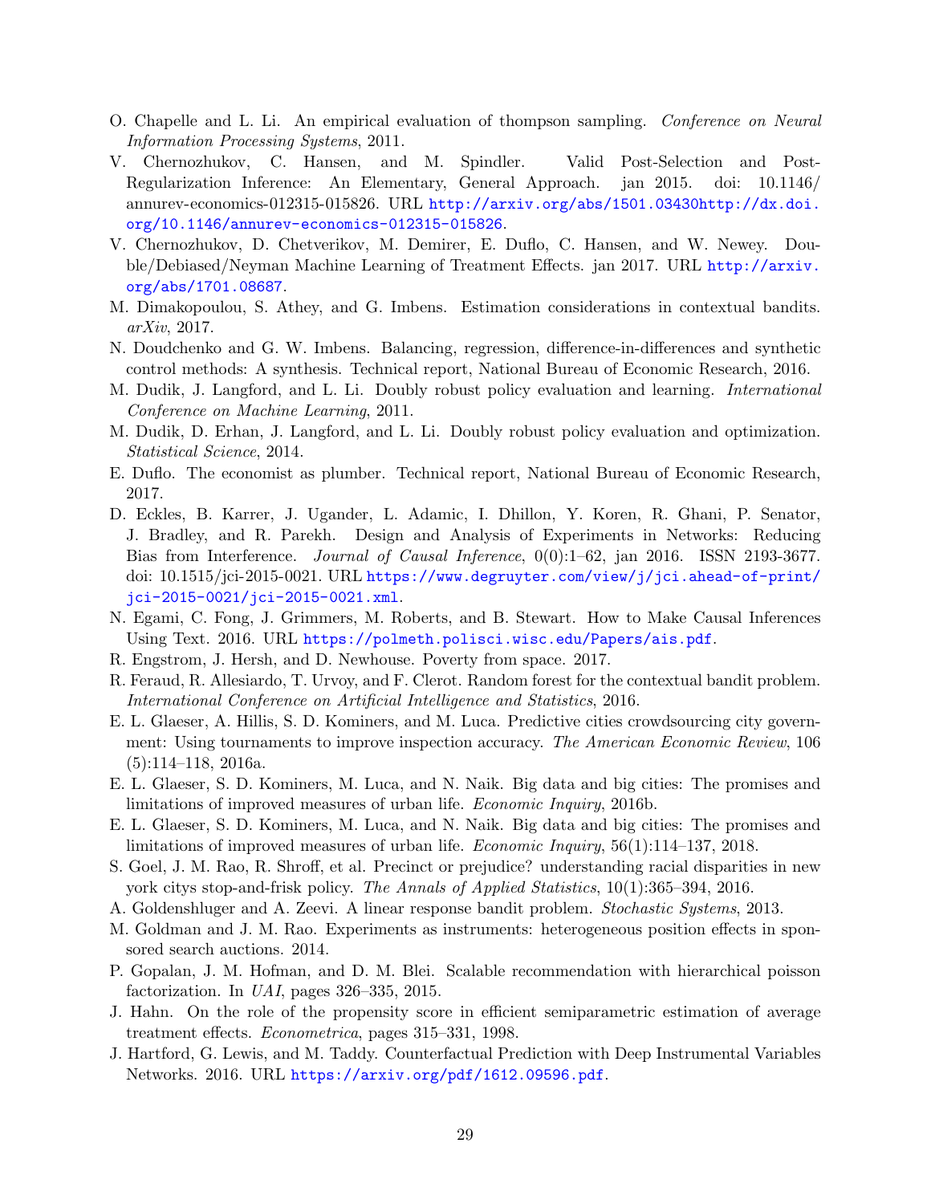O. Chapelle and L. Li. An empirical evaluation of thompson sampling. *Conference on Neural Information Processing Systems*, 2011.

V. Chernozhukov, C. Hansen, and M. Spindler. Valid Post-Selection and Post-Regularization Inference: An Elementary, General Approach. jan 2015. doi: 10.1146/annurev-economics-012315-015826. URL http://arxiv.org/abs/1501.03430http://dx.doi.org/10.1146/annurev-economics-012315-015826.

V. Chernozhukov, D. Chetverikov, M. Demirer, E. Duflo, C. Hansen, and W. Newey. Double/Debiased/Neyman Machine Learning of Treatment Effects. jan 2017. URL http://arxiv.org/abs/1701.08687.

M. Dimakopoulou, S. Athey, and G. Imbens. Estimation considerations in contextual bandits. *arXiv*, 2017.

N. Doudchenko and G. W. Imbens. Balancing, regression, difference-in-differences and synthetic control methods: A synthesis. Technical report, National Bureau of Economic Research, 2016.

M. Dudik, J. Langford, and L. Li. Doubly robust policy evaluation and learning. *International Conference on Machine Learning*, 2011.

M. Dudik, D. Erhan, J. Langford, and L. Li. Doubly robust policy evaluation and optimization. *Statistical Science*, 2014.

E. Duflo. The economist as plumber. Technical report, National Bureau of Economic Research, 2017.

D. Eckles, B. Karrer, J. Ugander, L. Adamic, I. Dhillon, Y. Koren, R. Ghani, P. Senator, J. Bradley, and R. Parekh. Design and Analysis of Experiments in Networks: Reducing Bias from Interference. *Journal of Causal Inference*, 0(0):1–62, jan 2016. ISSN 2193-3677. doi: 10.1515/jci-2015-0021. URL https://www.degruyter.com/view/j/jci.ahead-of-print/jci-2015-0021/jci-2015-0021.xml.

N. Egami, C. Fong, J. Grimmers, M. Roberts, and B. Stewart. How to Make Causal Inferences Using Text. 2016. URL https://polmeth.polisci.wisc.edu/Papers/ais.pdf.

R. Engstrom, J. Hersh, and D. Newhouse. Poverty from space. 2017.

R. Feraud, R. Allesiardo, T. Urvoy, and F. Clerot. Random forest for the contextual bandit problem. *International Conference on Artificial Intelligence and Statistics*, 2016.

E. L. Glaeser, A. Hillis, S. D. Kominers, and M. Luca. Predictive cities crowdsourcing city government: Using tournaments to improve inspection accuracy. *The American Economic Review*, 106 (5):114–118, 2016a.

E. L. Glaeser, S. D. Kominers, M. Luca, and N. Naik. Big data and big cities: The promises and limitations of improved measures of urban life. *Economic Inquiry*, 2016b.

E. L. Glaeser, S. D. Kominers, M. Luca, and N. Naik. Big data and big cities: The promises and limitations of improved measures of urban life. *Economic Inquiry*, 56(1):114–137, 2018.

S. Goel, J. M. Rao, R. Shroff, et al. Precinct or prejudice? understanding racial disparities in new york citys stop-and-frisk policy. *The Annals of Applied Statistics*, 10(1):365–394, 2016.

A. Goldenshluger and A. Zeevi. A linear response bandit problem. *Stochastic Systems*, 2013.

M. Goldman and J. M. Rao. Experiments as instruments: heterogeneous position effects in sponsored search auctions. 2014.

P. Gopalan, J. M. Hofman, and D. M. Blei. Scalable recommendation with hierarchical poisson factorization. In *UAI*, pages 326–335, 2015.

J. Hahn. On the role of the propensity score in efficient semiparametric estimation of average treatment effects. *Econometrica*, pages 315–331, 1998.

J. Hartford, G. Lewis, and M. Taddy. Counterfactual Prediction with Deep Instrumental Variables Networks. 2016. URL https://arxiv.org/pdf/1612.09596.pdf.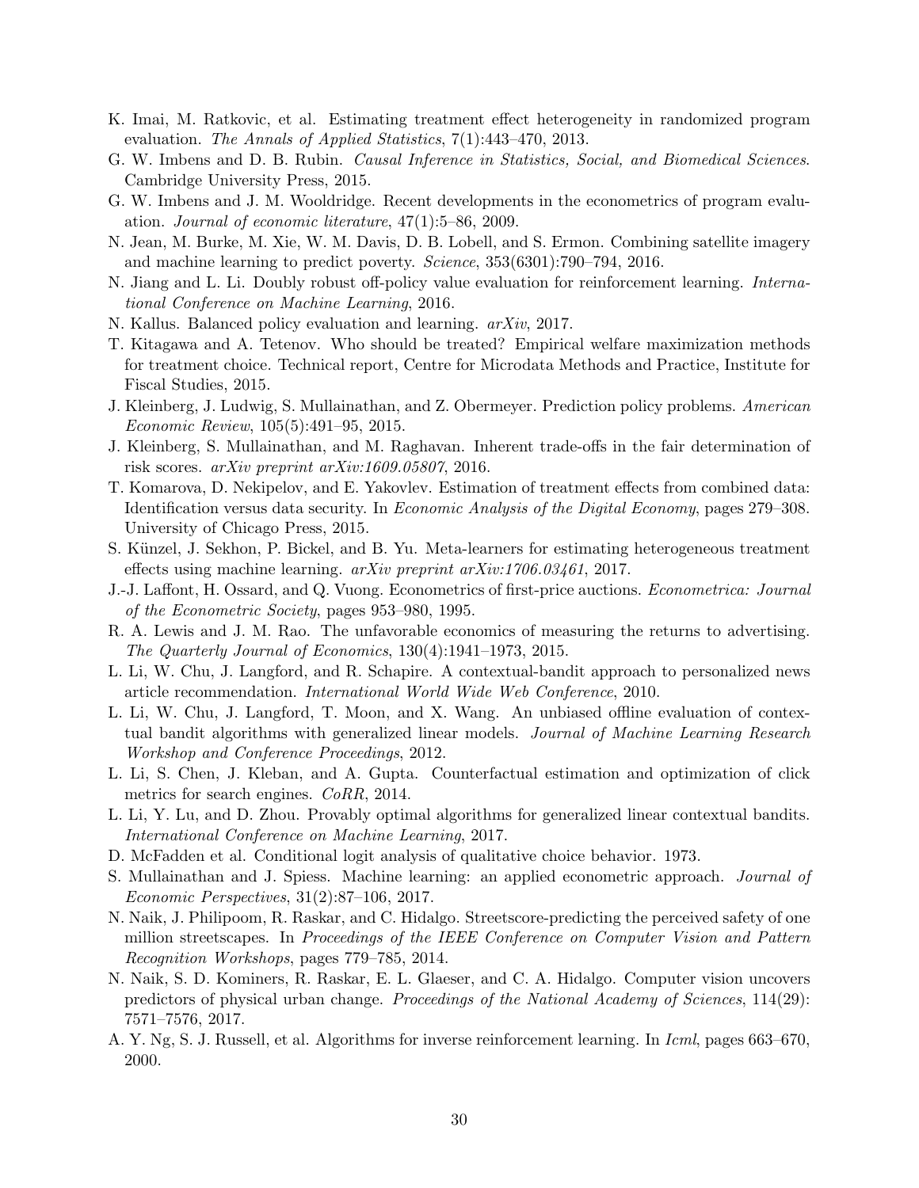K. Imai, M. Ratkovic, et al. Estimating treatment effect heterogeneity in randomized program evaluation. *The Annals of Applied Statistics*, 7(1):443–470, 2013.

G. W. Imbens and D. B. Rubin. *Causal Inference in Statistics, Social, and Biomedical Sciences*. Cambridge University Press, 2015.

G. W. Imbens and J. M. Wooldridge. Recent developments in the econometrics of program evaluation. *Journal of economic literature*, 47(1):5–86, 2009.

N. Jean, M. Burke, M. Xie, W. M. Davis, D. B. Lobell, and S. Ermon. Combining satellite imagery and machine learning to predict poverty. *Science*, 353(6301):790–794, 2016.

N. Jiang and L. Li. Doubly robust off-policy value evaluation for reinforcement learning. *International Conference on Machine Learning*, 2016.

N. Kallus. Balanced policy evaluation and learning. *arXiv*, 2017.

T. Kitagawa and A. Tetenov. Who should be treated? Empirical welfare maximization methods for treatment choice. Technical report, Centre for Microdata Methods and Practice, Institute for Fiscal Studies, 2015.

J. Kleinberg, J. Ludwig, S. Mullainathan, and Z. Obermeyer. Prediction policy problems. *American Economic Review*, 105(5):491–95, 2015.

J. Kleinberg, S. Mullainathan, and M. Raghavan. Inherent trade-offs in the fair determination of risk scores. *arXiv preprint arXiv:1609.05807*, 2016.

T. Komarova, D. Nekipelov, and E. Yakovlev. Estimation of treatment effects from combined data: Identification versus data security. In *Economic Analysis of the Digital Economy*, pages 279–308. University of Chicago Press, 2015.

S. Künzel, J. Sekhon, P. Bickel, and B. Yu. Meta-learners for estimating heterogeneous treatment effects using machine learning. *arXiv preprint arXiv:1706.03461*, 2017.

J.-J. Laffont, H. Ossard, and Q. Vuong. Econometrics of first-price auctions. *Econometrica: Journal of the Econometric Society*, pages 953–980, 1995.

R. A. Lewis and J. M. Rao. The unfavorable economics of measuring the returns to advertising. *The Quarterly Journal of Economics*, 130(4):1941–1973, 2015.

L. Li, W. Chu, J. Langford, and R. Schapire. A contextual-bandit approach to personalized news article recommendation. *International World Wide Web Conference*, 2010.

L. Li, W. Chu, J. Langford, T. Moon, and X. Wang. An unbiased offline evaluation of contextual bandit algorithms with generalized linear models. *Journal of Machine Learning Research Workshop and Conference Proceedings*, 2012.

L. Li, S. Chen, J. Kleban, and A. Gupta. Counterfactual estimation and optimization of click metrics for search engines. *CoRR*, 2014.

L. Li, Y. Lu, and D. Zhou. Provably optimal algorithms for generalized linear contextual bandits. *International Conference on Machine Learning*, 2017.

D. McFadden et al. Conditional logit analysis of qualitative choice behavior. 1973.

S. Mullainathan and J. Spiess. Machine learning: an applied econometric approach. *Journal of Economic Perspectives*, 31(2):87–106, 2017.

N. Naik, J. Philipoom, R. Raskar, and C. Hidalgo. Streetscore-predicting the perceived safety of one million streetscapes. In *Proceedings of the IEEE Conference on Computer Vision and Pattern Recognition Workshops*, pages 779–785, 2014.

N. Naik, S. D. Kominers, R. Raskar, E. L. Glaeser, and C. A. Hidalgo. Computer vision uncovers predictors of physical urban change. *Proceedings of the National Academy of Sciences*, 114(29): 7571–7576, 2017.

A. Y. Ng, S. J. Russell, et al. Algorithms for inverse reinforcement learning. In *Icml*, pages 663–670, 2000.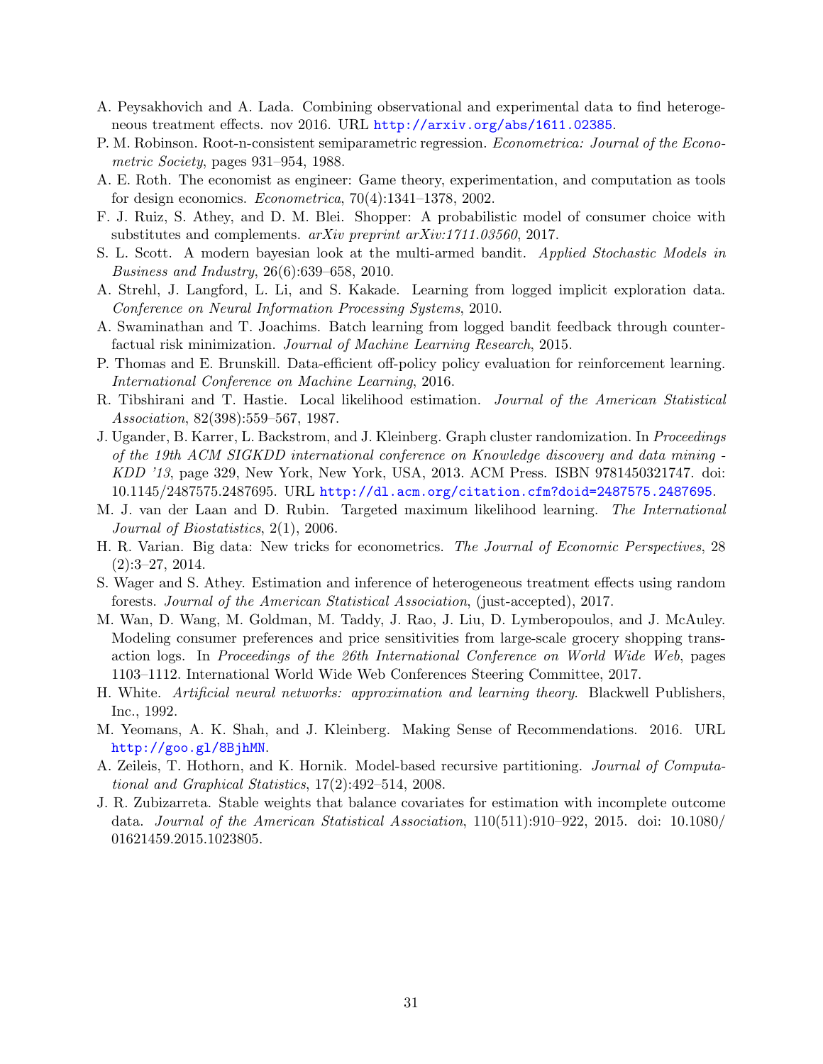A. Peysakhovich and A. Lada. Combining observational and experimental data to find heterogeneous treatment effects. nov 2016. URL http://arxiv.org/abs/1611.02385.

P. M. Robinson. Root-n-consistent semiparametric regression. *Econometrica: Journal of the Econometric Society*, pages 931–954, 1988.

A. E. Roth. The economist as engineer: Game theory, experimentation, and computation as tools for design economics. *Econometrica*, 70(4):1341–1378, 2002.

F. J. Ruiz, S. Athey, and D. M. Blei. Shopper: A probabilistic model of consumer choice with substitutes and complements. *arXiv preprint arXiv:1711.03560*, 2017.

S. L. Scott. A modern bayesian look at the multi-armed bandit. *Applied Stochastic Models in Business and Industry*, 26(6):639–658, 2010.

A. Strehl, J. Langford, L. Li, and S. Kakade. Learning from logged implicit exploration data. *Conference on Neural Information Processing Systems*, 2010.

A. Swaminathan and T. Joachims. Batch learning from logged bandit feedback through counterfactual risk minimization. *Journal of Machine Learning Research*, 2015.

P. Thomas and E. Brunskill. Data-efficient off-policy policy evaluation for reinforcement learning. *International Conference on Machine Learning*, 2016.

R. Tibshirani and T. Hastie. Local likelihood estimation. *Journal of the American Statistical Association*, 82(398):559–567, 1987.

J. Ugander, B. Karrer, L. Backstrom, and J. Kleinberg. Graph cluster randomization. In *Proceedings of the 19th ACM SIGKDD international conference on Knowledge discovery and data mining - KDD '13*, page 329, New York, New York, USA, 2013. ACM Press. ISBN 9781450321747. doi: 10.1145/2487575.2487695. URL http://dl.acm.org/citation.cfm?doid=2487575.2487695.

M. J. van der Laan and D. Rubin. Targeted maximum likelihood learning. *The International Journal of Biostatistics*, 2(1), 2006.

H. R. Varian. Big data: New tricks for econometrics. *The Journal of Economic Perspectives*, 28 (2):3–27, 2014.

S. Wager and S. Athey. Estimation and inference of heterogeneous treatment effects using random forests. *Journal of the American Statistical Association*, (just-accepted), 2017.

M. Wan, D. Wang, M. Goldman, M. Taddy, J. Rao, J. Liu, D. Lymberopoulos, and J. McAuley. Modeling consumer preferences and price sensitivities from large-scale grocery shopping transaction logs. In *Proceedings of the 26th International Conference on World Wide Web*, pages 1103–1112. International World Wide Web Conferences Steering Committee, 2017.

H. White. *Artificial neural networks: approximation and learning theory*. Blackwell Publishers, Inc., 1992.

M. Yeomans, A. K. Shah, and J. Kleinberg. Making Sense of Recommendations. 2016. URL http://goo.gl/8BjhMN.

A. Zeileis, T. Hothorn, and K. Hornik. Model-based recursive partitioning. *Journal of Computational and Graphical Statistics*, 17(2):492–514, 2008.

J. R. Zubizarreta. Stable weights that balance covariates for estimation with incomplete outcome data. *Journal of the American Statistical Association*, 110(511):910–922, 2015. doi: 10.1080/01621459.2015.1023805.